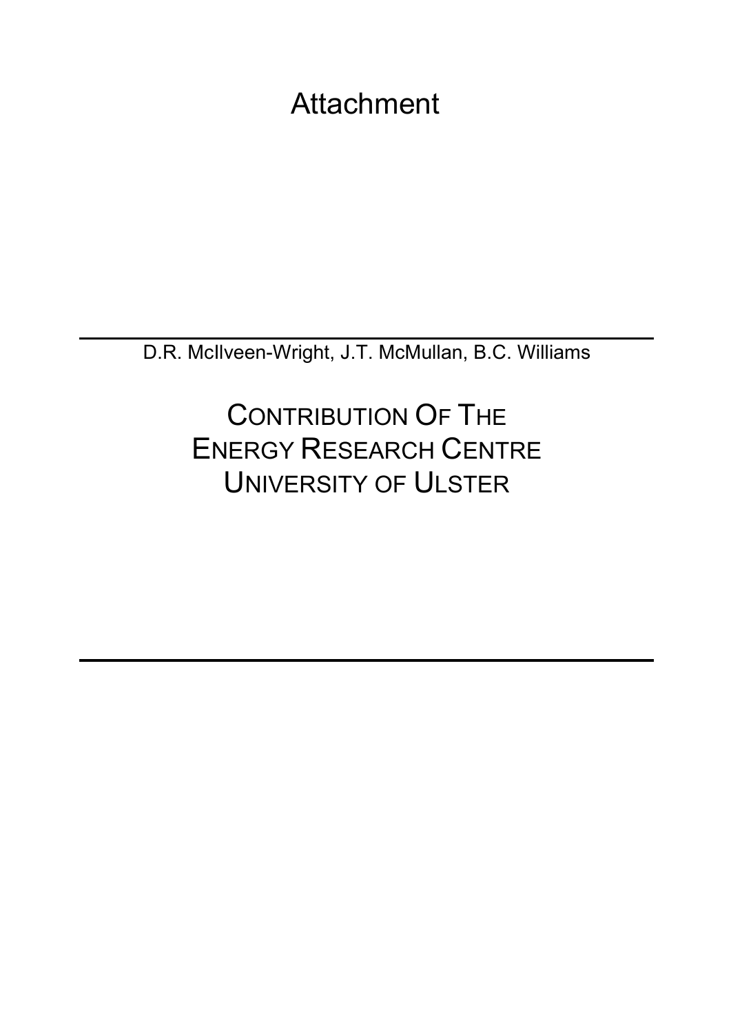# Attachment

---

D.R. McIlveen-Wright, J.T. McMullan, B.C. Williams

## CONTRIBUTION OF THE ENERGY RESEARCH CENTRE UNIVERSITY OF ULSTER

---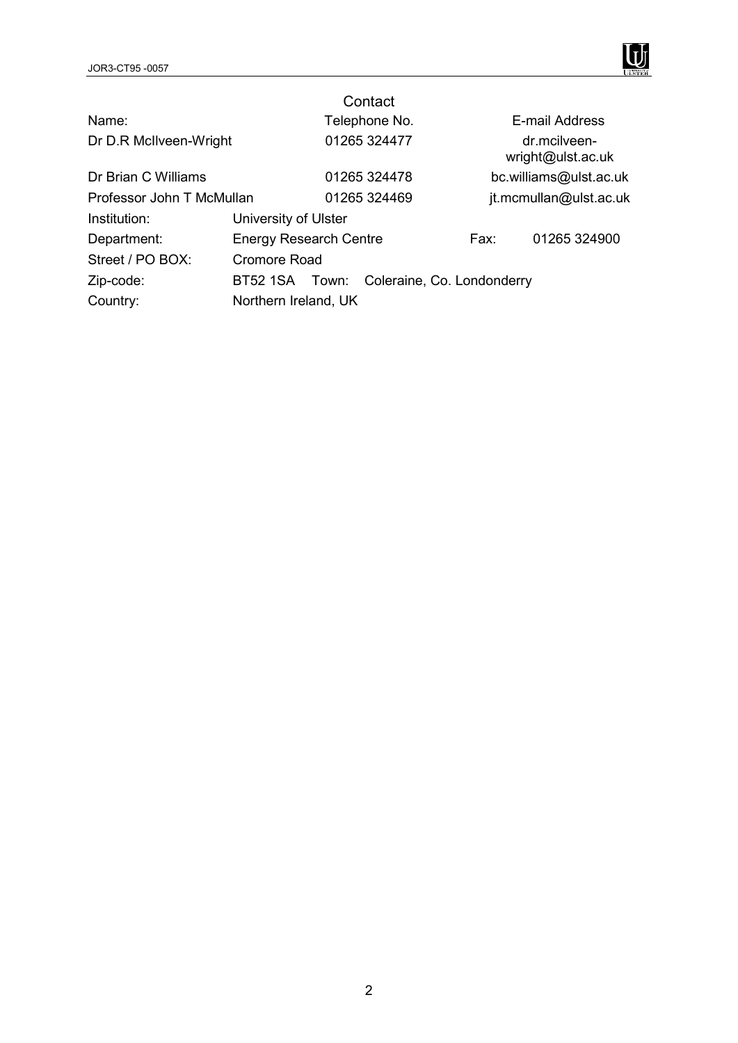## Contact

| Name: | Telephone No. | E-mail Address |
|---|---|---|
| Dr D.R McIlveen-Wright | 01265 324477 | dr.mcilveen-wright@ulst.ac.uk |
| Dr Brian C Williams | 01265 324478 | bc.williams@ulst.ac.uk |
| Professor John T McMullan | 01265 324469 | jt.mcmullan@ulst.ac.uk |

Institution: University of Ulster

Department: Energy Research Centre   Fax: 01265 324900

Street / PO BOX: Cromore Road

Zip-code: BT52 1SA   Town: Coleraine, Co. Londonderry

Country: Northern Ireland, UK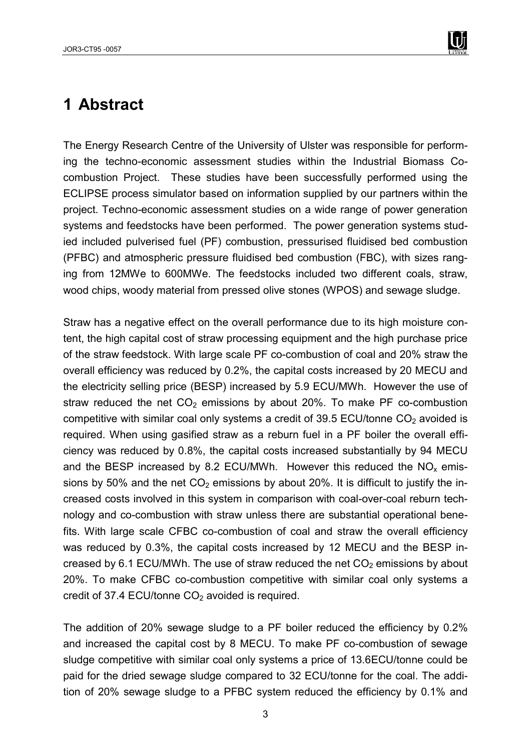# 1 Abstract

The Energy Research Centre of the University of Ulster was responsible for performing the techno-economic assessment studies within the Industrial Biomass Co-combustion Project. These studies have been successfully performed using the ECLIPSE process simulator based on information supplied by our partners within the project. Techno-economic assessment studies on a wide range of power generation systems and feedstocks have been performed. The power generation systems studied included pulverised fuel (PF) combustion, pressurised fluidised bed combustion (PFBC) and atmospheric pressure fluidised bed combustion (FBC), with sizes ranging from 12MWe to 600MWe. The feedstocks included two different coals, straw, wood chips, woody material from pressed olive stones (WPOS) and sewage sludge.

Straw has a negative effect on the overall performance due to its high moisture content, the high capital cost of straw processing equipment and the high purchase price of the straw feedstock. With large scale PF co-combustion of coal and 20% straw the overall efficiency was reduced by 0.2%, the capital costs increased by 20 MECU and the electricity selling price (BESP) increased by 5.9 ECU/MWh. However the use of straw reduced the net $CO_2$ emissions by about 20%. To make PF co-combustion competitive with similar coal only systems a credit of 39.5 ECU/tonne $CO_2$ avoided is required. When using gasified straw as a reburn fuel in a PF boiler the overall efficiency was reduced by 0.8%, the capital costs increased substantially by 94 MECU and the BESP increased by 8.2 ECU/MWh. However this reduced the $NO_x$ emissions by 50% and the net $CO_2$ emissions by about 20%. It is difficult to justify the increased costs involved in this system in comparison with coal-over-coal reburn technology and co-combustion with straw unless there are substantial operational benefits. With large scale CFBC co-combustion of coal and straw the overall efficiency was reduced by 0.3%, the capital costs increased by 12 MECU and the BESP increased by 6.1 ECU/MWh. The use of straw reduced the net $CO_2$ emissions by about 20%. To make CFBC co-combustion competitive with similar coal only systems a credit of 37.4 ECU/tonne $CO_2$ avoided is required.

The addition of 20% sewage sludge to a PF boiler reduced the efficiency by 0.2% and increased the capital cost by 8 MECU. To make PF co-combustion of sewage sludge competitive with similar coal only systems a price of 13.6ECU/tonne could be paid for the dried sewage sludge compared to 32 ECU/tonne for the coal. The addition of 20% sewage sludge to a PFBC system reduced the efficiency by 0.1% and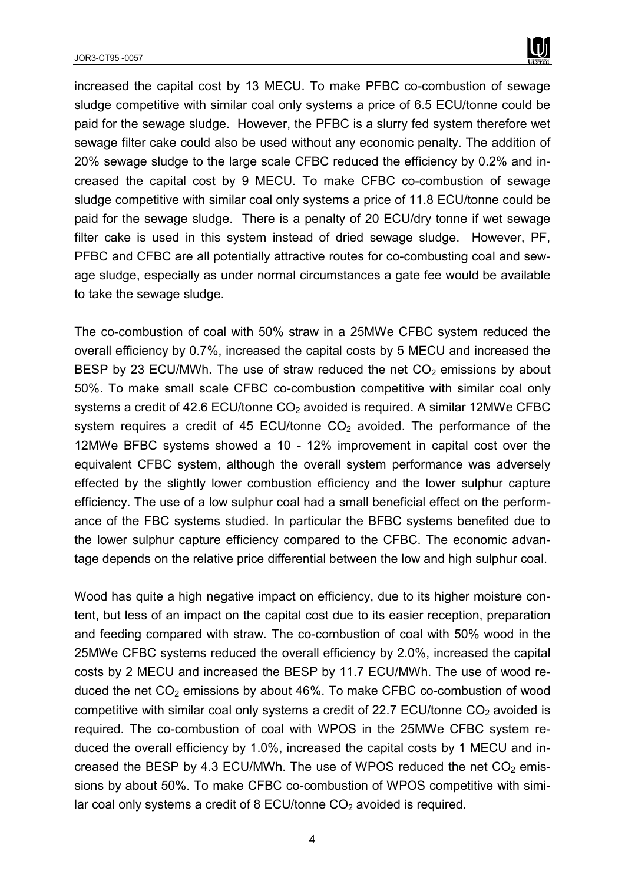increased the capital cost by 13 MECU. To make PFBC co-combustion of sewage sludge competitive with similar coal only systems a price of 6.5 ECU/tonne could be paid for the sewage sludge. However, the PFBC is a slurry fed system therefore wet sewage filter cake could also be used without any economic penalty. The addition of 20% sewage sludge to the large scale CFBC reduced the efficiency by 0.2% and increased the capital cost by 9 MECU. To make CFBC co-combustion of sewage sludge competitive with similar coal only systems a price of 11.8 ECU/tonne could be paid for the sewage sludge. There is a penalty of 20 ECU/dry tonne if wet sewage filter cake is used in this system instead of dried sewage sludge. However, PF, PFBC and CFBC are all potentially attractive routes for co-combusting coal and sewage sludge, especially as under normal circumstances a gate fee would be available to take the sewage sludge.

The co-combustion of coal with 50% straw in a 25MWe CFBC system reduced the overall efficiency by 0.7%, increased the capital costs by 5 MECU and increased the BESP by 23 ECU/MWh. The use of straw reduced the net $CO_2$ emissions by about 50%. To make small scale CFBC co-combustion competitive with similar coal only systems a credit of 42.6 ECU/tonne $CO_2$ avoided is required. A similar 12MWe CFBC system requires a credit of 45 ECU/tonne $CO_2$ avoided. The performance of the 12MWe BFBC systems showed a 10 - 12% improvement in capital cost over the equivalent CFBC system, although the overall system performance was adversely effected by the slightly lower combustion efficiency and the lower sulphur capture efficiency. The use of a low sulphur coal had a small beneficial effect on the performance of the FBC systems studied. In particular the BFBC systems benefited due to the lower sulphur capture efficiency compared to the CFBC. The economic advantage depends on the relative price differential between the low and high sulphur coal.

Wood has quite a high negative impact on efficiency, due to its higher moisture content, but less of an impact on the capital cost due to its easier reception, preparation and feeding compared with straw. The co-combustion of coal with 50% wood in the 25MWe CFBC systems reduced the overall efficiency by 2.0%, increased the capital costs by 2 MECU and increased the BESP by 11.7 ECU/MWh. The use of wood reduced the net $CO_2$ emissions by about 46%. To make CFBC co-combustion of wood competitive with similar coal only systems a credit of 22.7 ECU/tonne $CO_2$ avoided is required. The co-combustion of coal with WPOS in the 25MWe CFBC system reduced the overall efficiency by 1.0%, increased the capital costs by 1 MECU and increased the BESP by 4.3 ECU/MWh. The use of WPOS reduced the net $CO_2$ emissions by about 50%. To make CFBC co-combustion of WPOS competitive with similar coal only systems a credit of 8 ECU/tonne $CO_2$ avoided is required.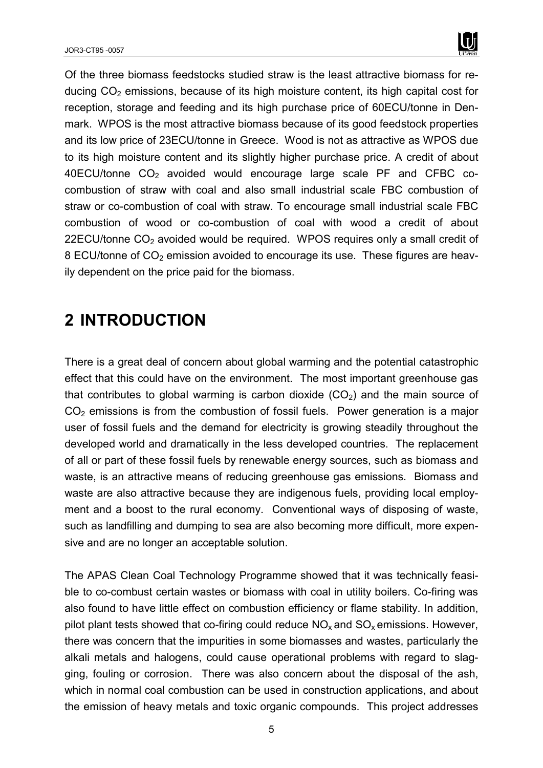Of the three biomass feedstocks studied straw is the least attractive biomass for reducing $CO_2$ emissions, because of its high moisture content, its high capital cost for reception, storage and feeding and its high purchase price of 60ECU/tonne in Denmark. WPOS is the most attractive biomass because of its good feedstock properties and its low price of 23ECU/tonne in Greece. Wood is not as attractive as WPOS due to its high moisture content and its slightly higher purchase price. A credit of about 40ECU/tonne $CO_2$ avoided would encourage large scale PF and CFBC co-combustion of straw with coal and also small industrial scale FBC combustion of straw or co-combustion of coal with straw. To encourage small industrial scale FBC combustion of wood or co-combustion of coal with wood a credit of about 22ECU/tonne $CO_2$ avoided would be required. WPOS requires only a small credit of 8 ECU/tonne of $CO_2$ emission avoided to encourage its use. These figures are heavily dependent on the price paid for the biomass.

# 2 INTRODUCTION

There is a great deal of concern about global warming and the potential catastrophic effect that this could have on the environment. The most important greenhouse gas that contributes to global warming is carbon dioxide ($CO_2$) and the main source of $CO_2$ emissions is from the combustion of fossil fuels. Power generation is a major user of fossil fuels and the demand for electricity is growing steadily throughout the developed world and dramatically in the less developed countries. The replacement of all or part of these fossil fuels by renewable energy sources, such as biomass and waste, is an attractive means of reducing greenhouse gas emissions. Biomass and waste are also attractive because they are indigenous fuels, providing local employment and a boost to the rural economy. Conventional ways of disposing of waste, such as landfilling and dumping to sea are also becoming more difficult, more expensive and are no longer an acceptable solution.

The APAS Clean Coal Technology Programme showed that it was technically feasible to co-combust certain wastes or biomass with coal in utility boilers. Co-firing was also found to have little effect on combustion efficiency or flame stability. In addition, pilot plant tests showed that co-firing could reduce $NO_x$ and $SO_x$ emissions. However, there was concern that the impurities in some biomasses and wastes, particularly the alkali metals and halogens, could cause operational problems with regard to slagging, fouling or corrosion. There was also concern about the disposal of the ash, which in normal coal combustion can be used in construction applications, and about the emission of heavy metals and toxic organic compounds. This project addresses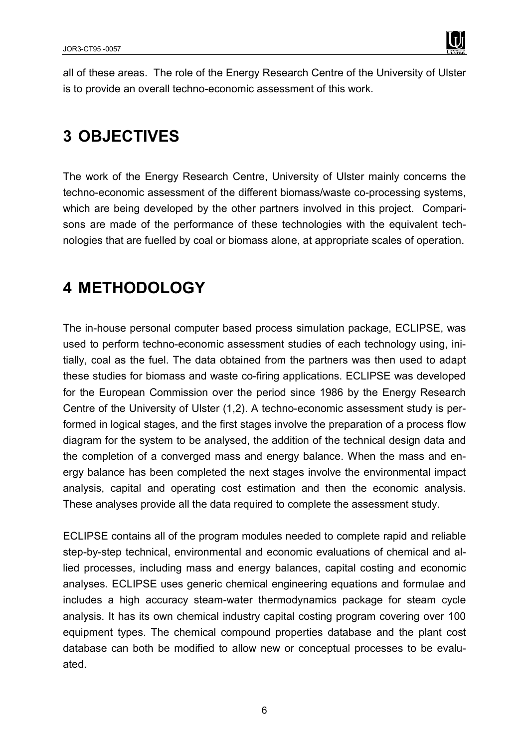all of these areas. The role of the Energy Research Centre of the University of Ulster is to provide an overall techno-economic assessment of this work.

# 3 OBJECTIVES

The work of the Energy Research Centre, University of Ulster mainly concerns the techno-economic assessment of the different biomass/waste co-processing systems, which are being developed by the other partners involved in this project. Comparisons are made of the performance of these technologies with the equivalent technologies that are fuelled by coal or biomass alone, at appropriate scales of operation.

# 4 METHODOLOGY

The in-house personal computer based process simulation package, ECLIPSE, was used to perform techno-economic assessment studies of each technology using, initially, coal as the fuel. The data obtained from the partners was then used to adapt these studies for biomass and waste co-firing applications. ECLIPSE was developed for the European Commission over the period since 1986 by the Energy Research Centre of the University of Ulster (1,2). A techno-economic assessment study is performed in logical stages, and the first stages involve the preparation of a process flow diagram for the system to be analysed, the addition of the technical design data and the completion of a converged mass and energy balance. When the mass and energy balance has been completed the next stages involve the environmental impact analysis, capital and operating cost estimation and then the economic analysis. These analyses provide all the data required to complete the assessment study.

ECLIPSE contains all of the program modules needed to complete rapid and reliable step-by-step technical, environmental and economic evaluations of chemical and allied processes, including mass and energy balances, capital costing and economic analyses. ECLIPSE uses generic chemical engineering equations and formulae and includes a high accuracy steam-water thermodynamics package for steam cycle analysis. It has its own chemical industry capital costing program covering over 100 equipment types. The chemical compound properties database and the plant cost database can both be modified to allow new or conceptual processes to be evaluated.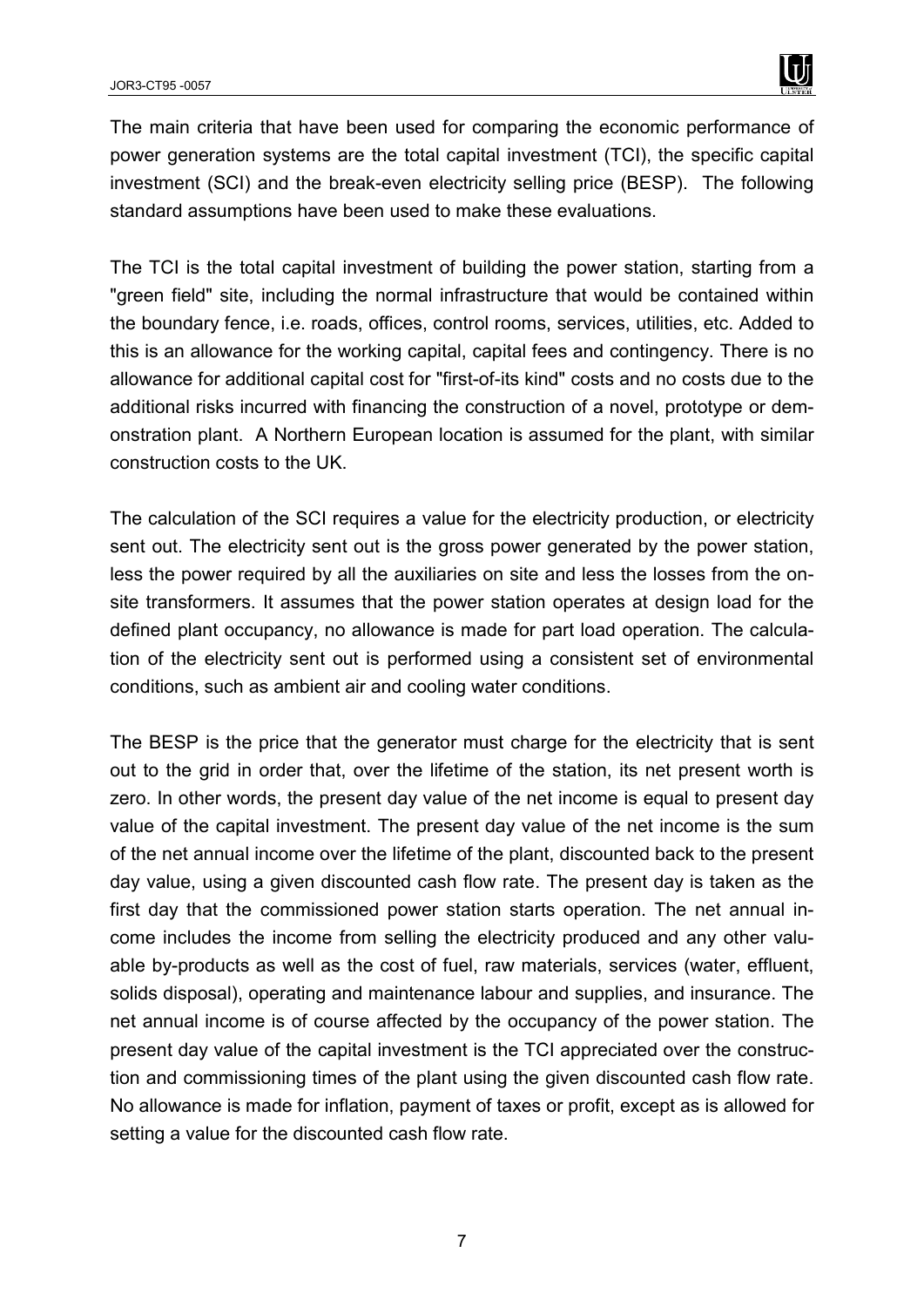The main criteria that have been used for comparing the economic performance of power generation systems are the total capital investment (TCI), the specific capital investment (SCI) and the break-even electricity selling price (BESP). The following standard assumptions have been used to make these evaluations.

The TCI is the total capital investment of building the power station, starting from a "green field" site, including the normal infrastructure that would be contained within the boundary fence, i.e. roads, offices, control rooms, services, utilities, etc. Added to this is an allowance for the working capital, capital fees and contingency. There is no allowance for additional capital cost for "first-of-its kind" costs and no costs due to the additional risks incurred with financing the construction of a novel, prototype or demonstration plant. A Northern European location is assumed for the plant, with similar construction costs to the UK.

The calculation of the SCI requires a value for the electricity production, or electricity sent out. The electricity sent out is the gross power generated by the power station, less the power required by all the auxiliaries on site and less the losses from the on-site transformers. It assumes that the power station operates at design load for the defined plant occupancy, no allowance is made for part load operation. The calculation of the electricity sent out is performed using a consistent set of environmental conditions, such as ambient air and cooling water conditions.

The BESP is the price that the generator must charge for the electricity that is sent out to the grid in order that, over the lifetime of the station, its net present worth is zero. In other words, the present day value of the net income is equal to present day value of the capital investment. The present day value of the net income is the sum of the net annual income over the lifetime of the plant, discounted back to the present day value, using a given discounted cash flow rate. The present day is taken as the first day that the commissioned power station starts operation. The net annual income includes the income from selling the electricity produced and any other valuable by-products as well as the cost of fuel, raw materials, services (water, effluent, solids disposal), operating and maintenance labour and supplies, and insurance. The net annual income is of course affected by the occupancy of the power station. The present day value of the capital investment is the TCI appreciated over the construction and commissioning times of the plant using the given discounted cash flow rate. No allowance is made for inflation, payment of taxes or profit, except as is allowed for setting a value for the discounted cash flow rate.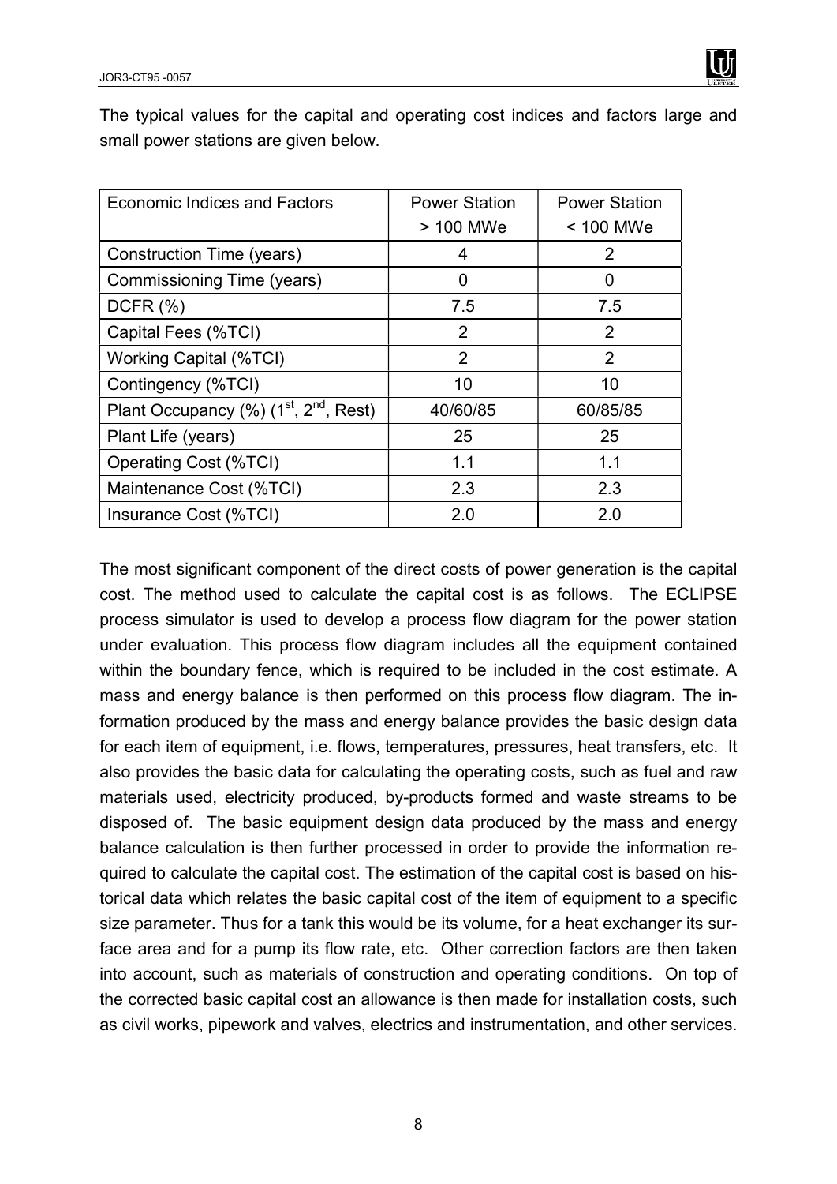The typical values for the capital and operating cost indices and factors large and small power stations are given below.

| Economic Indices and Factors | Power Station > 100 MWe | Power Station < 100 MWe |
|---|---|---|
| Construction Time (years) | 4 | 2 |
| Commissioning Time (years) | 0 | 0 |
| DCFR (%) | 7.5 | 7.5 |
| Capital Fees (%TCI) | 2 | 2 |
| Working Capital (%TCI) | 2 | 2 |
| Contingency (%TCI) | 10 | 10 |
| Plant Occupancy (%) (1st, 2nd, Rest) | 40/60/85 | 60/85/85 |
| Plant Life (years) | 25 | 25 |
| Operating Cost (%TCI) | 1.1 | 1.1 |
| Maintenance Cost (%TCI) | 2.3 | 2.3 |
| Insurance Cost (%TCI) | 2.0 | 2.0 |

The most significant component of the direct costs of power generation is the capital cost. The method used to calculate the capital cost is as follows. The ECLIPSE process simulator is used to develop a process flow diagram for the power station under evaluation. This process flow diagram includes all the equipment contained within the boundary fence, which is required to be included in the cost estimate. A mass and energy balance is then performed on this process flow diagram. The information produced by the mass and energy balance provides the basic design data for each item of equipment, i.e. flows, temperatures, pressures, heat transfers, etc. It also provides the basic data for calculating the operating costs, such as fuel and raw materials used, electricity produced, by-products formed and waste streams to be disposed of. The basic equipment design data produced by the mass and energy balance calculation is then further processed in order to provide the information required to calculate the capital cost. The estimation of the capital cost is based on historical data which relates the basic capital cost of the item of equipment to a specific size parameter. Thus for a tank this would be its volume, for a heat exchanger its surface area and for a pump its flow rate, etc. Other correction factors are then taken into account, such as materials of construction and operating conditions. On top of the corrected basic capital cost an allowance is then made for installation costs, such as civil works, pipework and valves, electrics and instrumentation, and other services.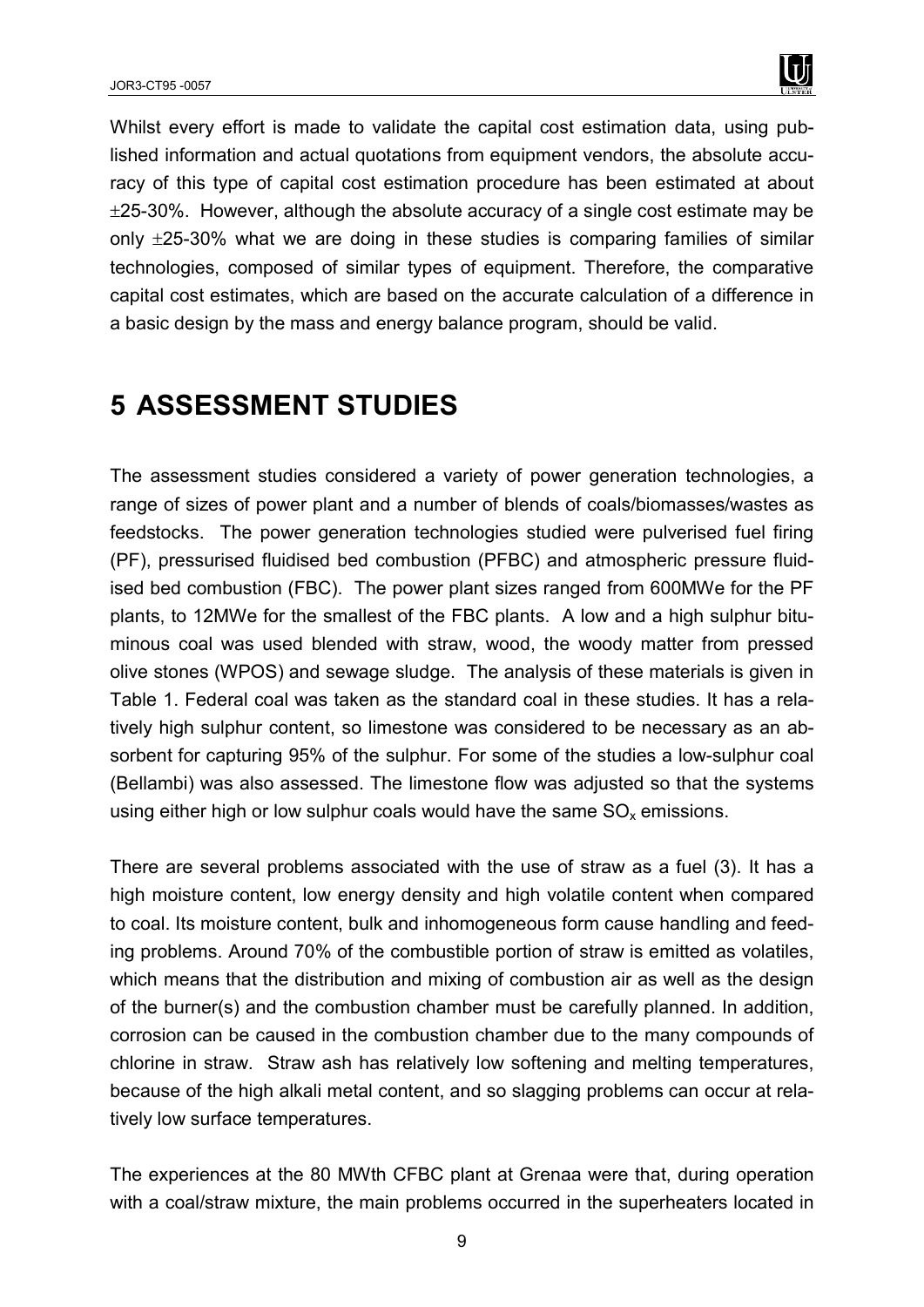Whilst every effort is made to validate the capital cost estimation data, using published information and actual quotations from equipment vendors, the absolute accuracy of this type of capital cost estimation procedure has been estimated at about ±25-30%. However, although the absolute accuracy of a single cost estimate may be only ±25-30% what we are doing in these studies is comparing families of similar technologies, composed of similar types of equipment. Therefore, the comparative capital cost estimates, which are based on the accurate calculation of a difference in a basic design by the mass and energy balance program, should be valid.

# 5 ASSESSMENT STUDIES

The assessment studies considered a variety of power generation technologies, a range of sizes of power plant and a number of blends of coals/biomasses/wastes as feedstocks. The power generation technologies studied were pulverised fuel firing (PF), pressurised fluidised bed combustion (PFBC) and atmospheric pressure fluidised bed combustion (FBC). The power plant sizes ranged from 600MWe for the PF plants, to 12MWe for the smallest of the FBC plants. A low and a high sulphur bituminous coal was used blended with straw, wood, the woody matter from pressed olive stones (WPOS) and sewage sludge. The analysis of these materials is given in Table 1. Federal coal was taken as the standard coal in these studies. It has a relatively high sulphur content, so limestone was considered to be necessary as an absorbent for capturing 95% of the sulphur. For some of the studies a low-sulphur coal (Bellambi) was also assessed. The limestone flow was adjusted so that the systems using either high or low sulphur coals would have the same $SO_x$ emissions.

There are several problems associated with the use of straw as a fuel (3). It has a high moisture content, low energy density and high volatile content when compared to coal. Its moisture content, bulk and inhomogeneous form cause handling and feeding problems. Around 70% of the combustible portion of straw is emitted as volatiles, which means that the distribution and mixing of combustion air as well as the design of the burner(s) and the combustion chamber must be carefully planned. In addition, corrosion can be caused in the combustion chamber due to the many compounds of chlorine in straw. Straw ash has relatively low softening and melting temperatures, because of the high alkali metal content, and so slagging problems can occur at relatively low surface temperatures.

The experiences at the 80 MWth CFBC plant at Grenaa were that, during operation with a coal/straw mixture, the main problems occurred in the superheaters located in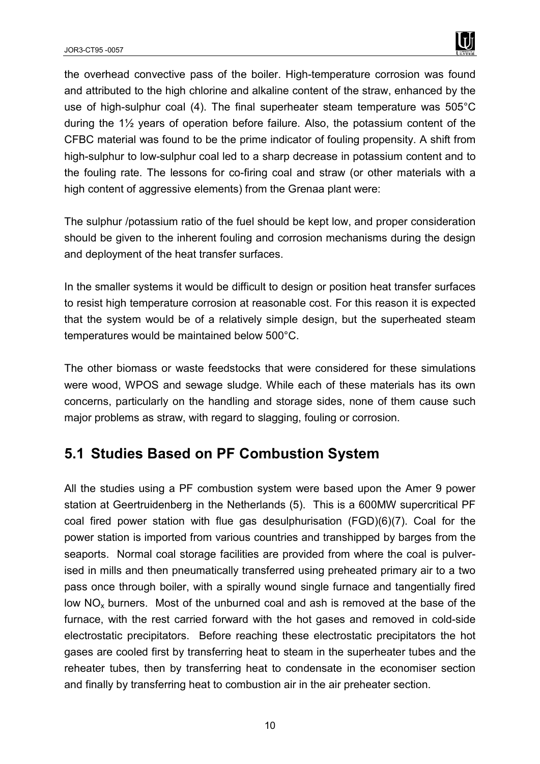the overhead convective pass of the boiler. High-temperature corrosion was found and attributed to the high chlorine and alkaline content of the straw, enhanced by the use of high-sulphur coal (4). The final superheater steam temperature was 505°C during the 1½ years of operation before failure. Also, the potassium content of the CFBC material was found to be the prime indicator of fouling propensity. A shift from high-sulphur to low-sulphur coal led to a sharp decrease in potassium content and to the fouling rate. The lessons for co-firing coal and straw (or other materials with a high content of aggressive elements) from the Grenaa plant were:

The sulphur /potassium ratio of the fuel should be kept low, and proper consideration should be given to the inherent fouling and corrosion mechanisms during the design and deployment of the heat transfer surfaces.

In the smaller systems it would be difficult to design or position heat transfer surfaces to resist high temperature corrosion at reasonable cost. For this reason it is expected that the system would be of a relatively simple design, but the superheated steam temperatures would be maintained below 500°C.

The other biomass or waste feedstocks that were considered for these simulations were wood, WPOS and sewage sludge. While each of these materials has its own concerns, particularly on the handling and storage sides, none of them cause such major problems as straw, with regard to slagging, fouling or corrosion.

## 5.1 Studies Based on PF Combustion System

All the studies using a PF combustion system were based upon the Amer 9 power station at Geertruidenberg in the Netherlands (5). This is a 600MW supercritical PF coal fired power station with flue gas desulphurisation (FGD)(6)(7). Coal for the power station is imported from various countries and transhipped by barges from the seaports. Normal coal storage facilities are provided from where the coal is pulverised in mills and then pneumatically transferred using preheated primary air to a two pass once through boiler, with a spirally wound single furnace and tangentially fired low $NO_x$ burners. Most of the unburned coal and ash is removed at the base of the furnace, with the rest carried forward with the hot gases and removed in cold-side electrostatic precipitators. Before reaching these electrostatic precipitators the hot gases are cooled first by transferring heat to steam in the superheater tubes and the reheater tubes, then by transferring heat to condensate in the economiser section and finally by transferring heat to combustion air in the air preheater section.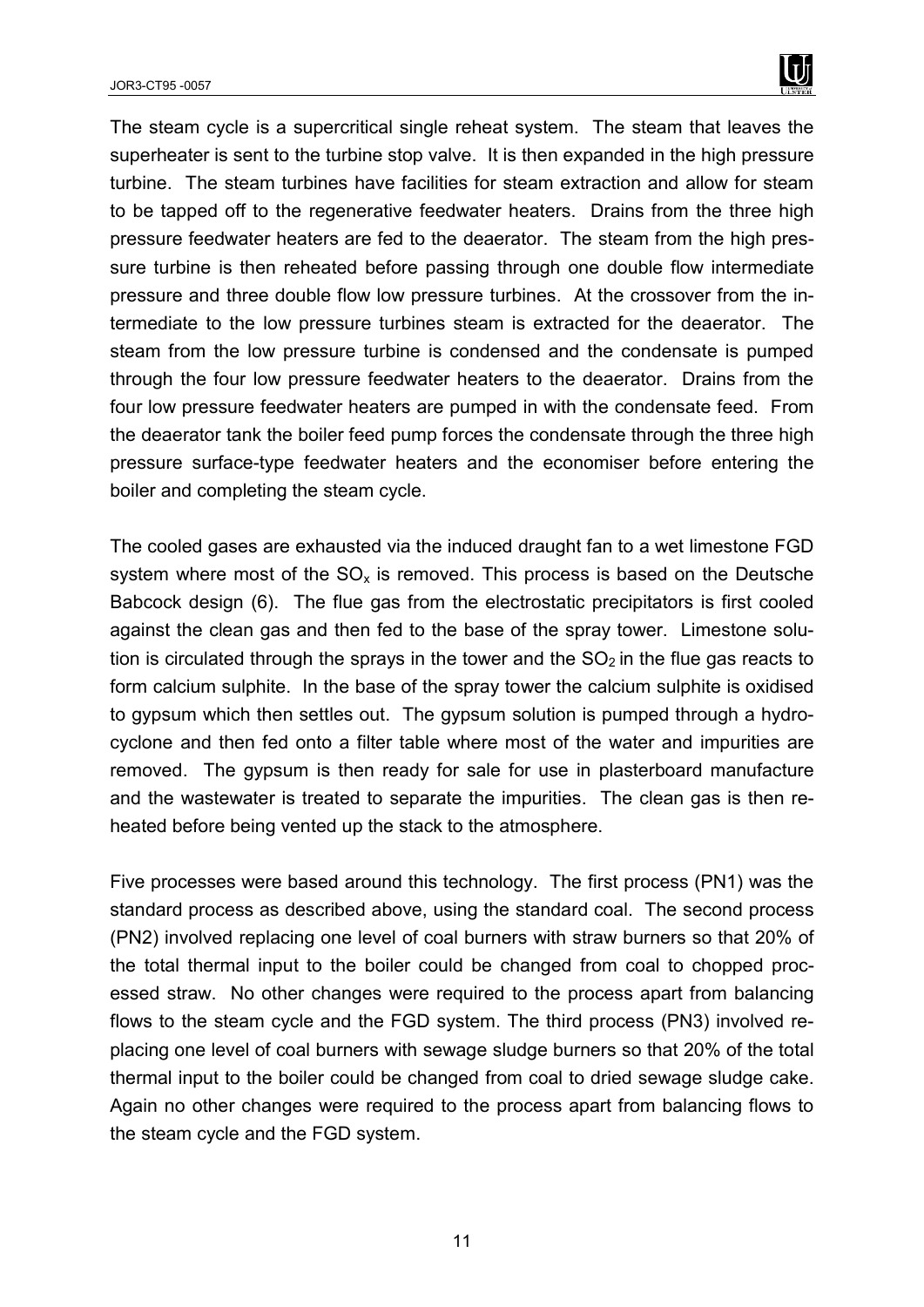The steam cycle is a supercritical single reheat system. The steam that leaves the superheater is sent to the turbine stop valve. It is then expanded in the high pressure turbine. The steam turbines have facilities for steam extraction and allow for steam to be tapped off to the regenerative feedwater heaters. Drains from the three high pressure feedwater heaters are fed to the deaerator. The steam from the high pressure turbine is then reheated before passing through one double flow intermediate pressure and three double flow low pressure turbines. At the crossover from the intermediate to the low pressure turbines steam is extracted for the deaerator. The steam from the low pressure turbine is condensed and the condensate is pumped through the four low pressure feedwater heaters to the deaerator. Drains from the four low pressure feedwater heaters are pumped in with the condensate feed. From the deaerator tank the boiler feed pump forces the condensate through the three high pressure surface-type feedwater heaters and the economiser before entering the boiler and completing the steam cycle.

The cooled gases are exhausted via the induced draught fan to a wet limestone FGD system where most of the $SO_x$ is removed. This process is based on the Deutsche Babcock design (6). The flue gas from the electrostatic precipitators is first cooled against the clean gas and then fed to the base of the spray tower. Limestone solution is circulated through the sprays in the tower and the $SO_2$ in the flue gas reacts to form calcium sulphite. In the base of the spray tower the calcium sulphite is oxidised to gypsum which then settles out. The gypsum solution is pumped through a hydrocyclone and then fed onto a filter table where most of the water and impurities are removed. The gypsum is then ready for sale for use in plasterboard manufacture and the wastewater is treated to separate the impurities. The clean gas is then reheated before being vented up the stack to the atmosphere.

Five processes were based around this technology. The first process (PN1) was the standard process as described above, using the standard coal. The second process (PN2) involved replacing one level of coal burners with straw burners so that 20% of the total thermal input to the boiler could be changed from coal to chopped processed straw. No other changes were required to the process apart from balancing flows to the steam cycle and the FGD system. The third process (PN3) involved replacing one level of coal burners with sewage sludge burners so that 20% of the total thermal input to the boiler could be changed from coal to dried sewage sludge cake. Again no other changes were required to the process apart from balancing flows to the steam cycle and the FGD system.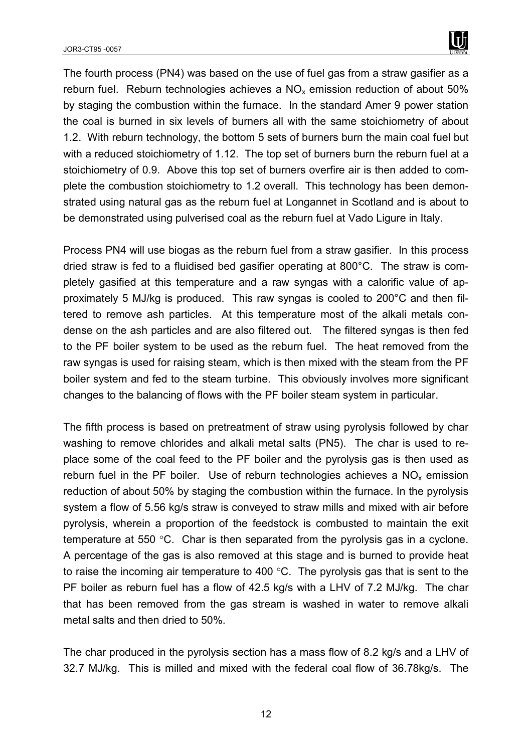The fourth process (PN4) was based on the use of fuel gas from a straw gasifier as a reburn fuel. Reburn technologies achieves a $NO_x$ emission reduction of about 50% by staging the combustion within the furnace. In the standard Amer 9 power station the coal is burned in six levels of burners all with the same stoichiometry of about 1.2. With reburn technology, the bottom 5 sets of burners burn the main coal fuel but with a reduced stoichiometry of 1.12. The top set of burners burn the reburn fuel at a stoichiometry of 0.9. Above this top set of burners overfire air is then added to complete the combustion stoichiometry to 1.2 overall. This technology has been demonstrated using natural gas as the reburn fuel at Longannet in Scotland and is about to be demonstrated using pulverised coal as the reburn fuel at Vado Ligure in Italy.

Process PN4 will use biogas as the reburn fuel from a straw gasifier. In this process dried straw is fed to a fluidised bed gasifier operating at 800°C. The straw is completely gasified at this temperature and a raw syngas with a calorific value of approximately 5 MJ/kg is produced. This raw syngas is cooled to 200°C and then filtered to remove ash particles. At this temperature most of the alkali metals condense on the ash particles and are also filtered out. The filtered syngas is then fed to the PF boiler system to be used as the reburn fuel. The heat removed from the raw syngas is used for raising steam, which is then mixed with the steam from the PF boiler system and fed to the steam turbine. This obviously involves more significant changes to the balancing of flows with the PF boiler steam system in particular.

The fifth process is based on pretreatment of straw using pyrolysis followed by char washing to remove chlorides and alkali metal salts (PN5). The char is used to replace some of the coal feed to the PF boiler and the pyrolysis gas is then used as reburn fuel in the PF boiler. Use of reburn technologies achieves a $NO_x$ emission reduction of about 50% by staging the combustion within the furnace. In the pyrolysis system a flow of 5.56 kg/s straw is conveyed to straw mills and mixed with air before pyrolysis, wherein a proportion of the feedstock is combusted to maintain the exit temperature at 550 °C. Char is then separated from the pyrolysis gas in a cyclone. A percentage of the gas is also removed at this stage and is burned to provide heat to raise the incoming air temperature to 400 °C. The pyrolysis gas that is sent to the PF boiler as reburn fuel has a flow of 42.5 kg/s with a LHV of 7.2 MJ/kg. The char that has been removed from the gas stream is washed in water to remove alkali metal salts and then dried to 50%.

The char produced in the pyrolysis section has a mass flow of 8.2 kg/s and a LHV of 32.7 MJ/kg. This is milled and mixed with the federal coal flow of 36.78kg/s. The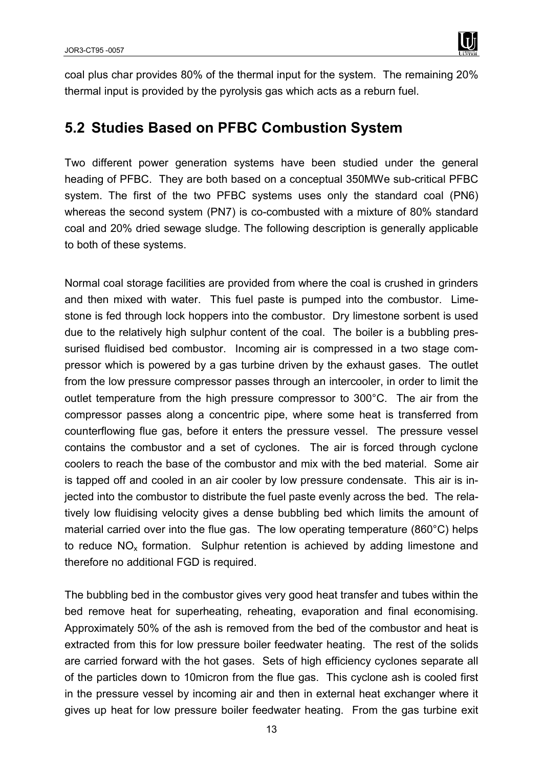coal plus char provides 80% of the thermal input for the system. The remaining 20% thermal input is provided by the pyrolysis gas which acts as a reburn fuel.

## 5.2 Studies Based on PFBC Combustion System

Two different power generation systems have been studied under the general heading of PFBC. They are both based on a conceptual 350MWe sub-critical PFBC system. The first of the two PFBC systems uses only the standard coal (PN6) whereas the second system (PN7) is co-combusted with a mixture of 80% standard coal and 20% dried sewage sludge. The following description is generally applicable to both of these systems.

Normal coal storage facilities are provided from where the coal is crushed in grinders and then mixed with water. This fuel paste is pumped into the combustor. Limestone is fed through lock hoppers into the combustor. Dry limestone sorbent is used due to the relatively high sulphur content of the coal. The boiler is a bubbling pressurised fluidised bed combustor. Incoming air is compressed in a two stage compressor which is powered by a gas turbine driven by the exhaust gases. The outlet from the low pressure compressor passes through an intercooler, in order to limit the outlet temperature from the high pressure compressor to 300°C. The air from the compressor passes along a concentric pipe, where some heat is transferred from counterflowing flue gas, before it enters the pressure vessel. The pressure vessel contains the combustor and a set of cyclones. The air is forced through cyclone coolers to reach the base of the combustor and mix with the bed material. Some air is tapped off and cooled in an air cooler by low pressure condensate. This air is injected into the combustor to distribute the fuel paste evenly across the bed. The relatively low fluidising velocity gives a dense bubbling bed which limits the amount of material carried over into the flue gas. The low operating temperature (860°C) helps to reduce $NO_x$ formation. Sulphur retention is achieved by adding limestone and therefore no additional FGD is required.

The bubbling bed in the combustor gives very good heat transfer and tubes within the bed remove heat for superheating, reheating, evaporation and final economising. Approximately 50% of the ash is removed from the bed of the combustor and heat is extracted from this for low pressure boiler feedwater heating. The rest of the solids are carried forward with the hot gases. Sets of high efficiency cyclones separate all of the particles down to 10micron from the flue gas. This cyclone ash is cooled first in the pressure vessel by incoming air and then in external heat exchanger where it gives up heat for low pressure boiler feedwater heating. From the gas turbine exit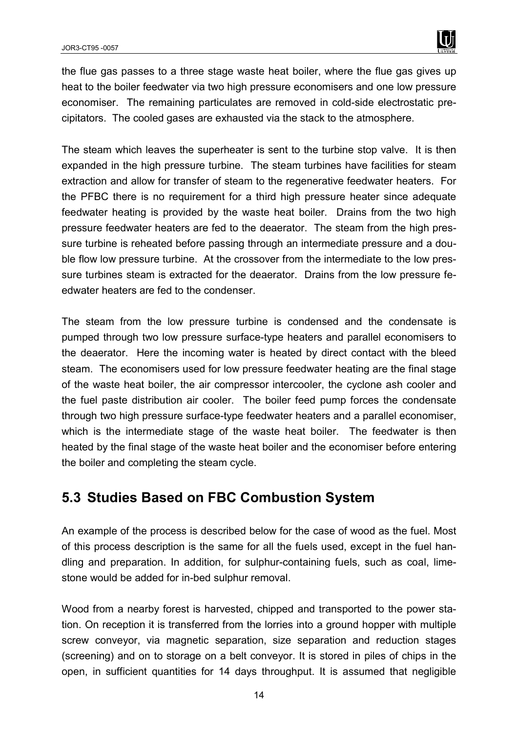the flue gas passes to a three stage waste heat boiler, where the flue gas gives up heat to the boiler feedwater via two high pressure economisers and one low pressure economiser. The remaining particulates are removed in cold-side electrostatic precipitators. The cooled gases are exhausted via the stack to the atmosphere.

The steam which leaves the superheater is sent to the turbine stop valve. It is then expanded in the high pressure turbine. The steam turbines have facilities for steam extraction and allow for transfer of steam to the regenerative feedwater heaters. For the PFBC there is no requirement for a third high pressure heater since adequate feedwater heating is provided by the waste heat boiler. Drains from the two high pressure feedwater heaters are fed to the deaerator. The steam from the high pressure turbine is reheated before passing through an intermediate pressure and a double flow low pressure turbine. At the crossover from the intermediate to the low pressure turbines steam is extracted for the deaerator. Drains from the low pressure feedwater heaters are fed to the condenser.

The steam from the low pressure turbine is condensed and the condensate is pumped through two low pressure surface-type heaters and parallel economisers to the deaerator. Here the incoming water is heated by direct contact with the bleed steam. The economisers used for low pressure feedwater heating are the final stage of the waste heat boiler, the air compressor intercooler, the cyclone ash cooler and the fuel paste distribution air cooler. The boiler feed pump forces the condensate through two high pressure surface-type feedwater heaters and a parallel economiser, which is the intermediate stage of the waste heat boiler. The feedwater is then heated by the final stage of the waste heat boiler and the economiser before entering the boiler and completing the steam cycle.

## 5.3 Studies Based on FBC Combustion System

An example of the process is described below for the case of wood as the fuel. Most of this process description is the same for all the fuels used, except in the fuel handling and preparation. In addition, for sulphur-containing fuels, such as coal, limestone would be added for in-bed sulphur removal.

Wood from a nearby forest is harvested, chipped and transported to the power station. On reception it is transferred from the lorries into a ground hopper with multiple screw conveyor, via magnetic separation, size separation and reduction stages (screening) and on to storage on a belt conveyor. It is stored in piles of chips in the open, in sufficient quantities for 14 days throughput. It is assumed that negligible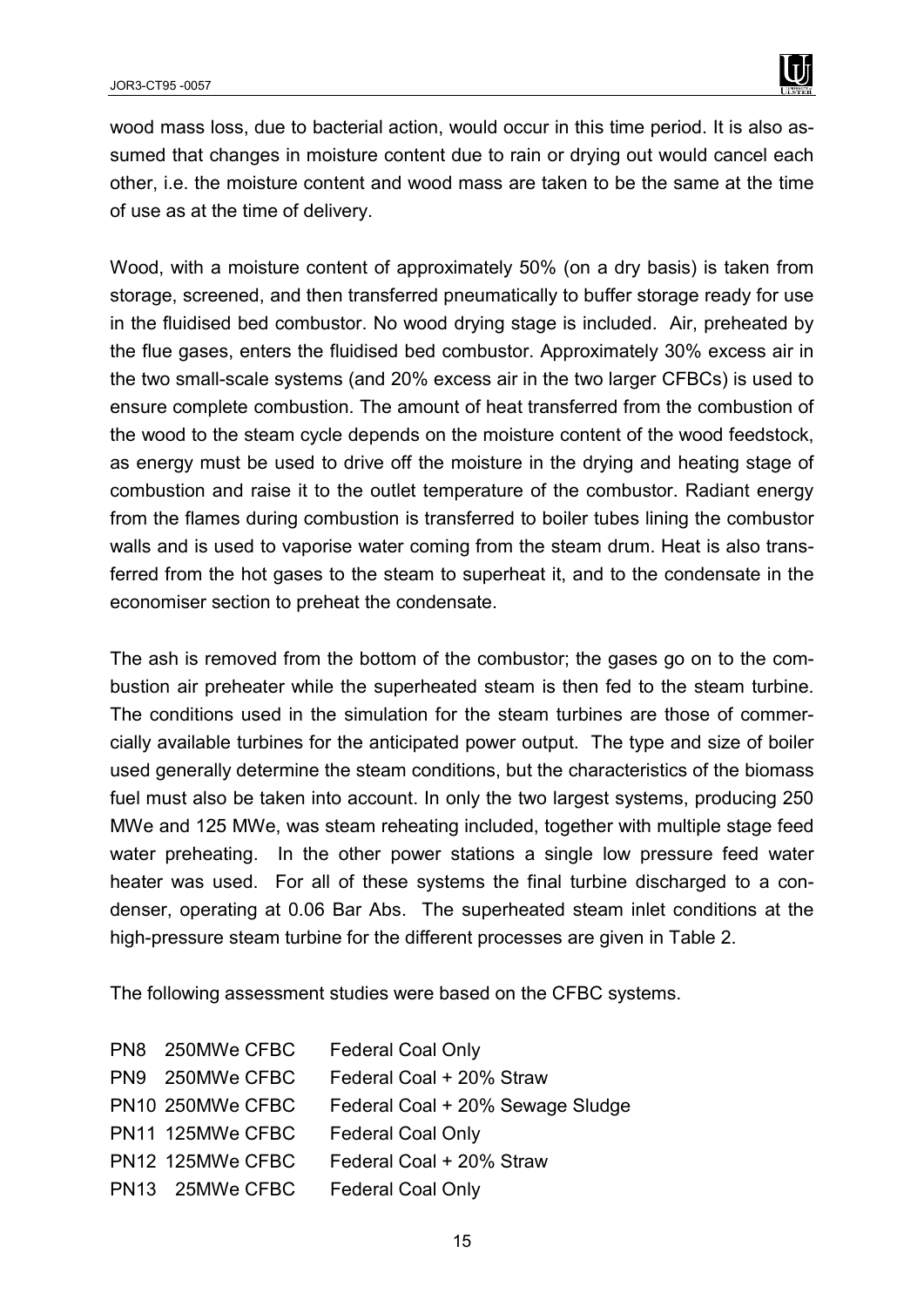wood mass loss, due to bacterial action, would occur in this time period. It is also assumed that changes in moisture content due to rain or drying out would cancel each other, i.e. the moisture content and wood mass are taken to be the same at the time of use as at the time of delivery.

Wood, with a moisture content of approximately 50% (on a dry basis) is taken from storage, screened, and then transferred pneumatically to buffer storage ready for use in the fluidised bed combustor. No wood drying stage is included. Air, preheated by the flue gases, enters the fluidised bed combustor. Approximately 30% excess air in the two small-scale systems (and 20% excess air in the two larger CFBCs) is used to ensure complete combustion. The amount of heat transferred from the combustion of the wood to the steam cycle depends on the moisture content of the wood feedstock, as energy must be used to drive off the moisture in the drying and heating stage of combustion and raise it to the outlet temperature of the combustor. Radiant energy from the flames during combustion is transferred to boiler tubes lining the combustor walls and is used to vaporise water coming from the steam drum. Heat is also transferred from the hot gases to the steam to superheat it, and to the condensate in the economiser section to preheat the condensate.

The ash is removed from the bottom of the combustor; the gases go on to the combustion air preheater while the superheated steam is then fed to the steam turbine. The conditions used in the simulation for the steam turbines are those of commercially available turbines for the anticipated power output. The type and size of boiler used generally determine the steam conditions, but the characteristics of the biomass fuel must also be taken into account. In only the two largest systems, producing 250 MWe and 125 MWe, was steam reheating included, together with multiple stage feed water preheating. In the other power stations a single low pressure feed water heater was used. For all of these systems the final turbine discharged to a condenser, operating at 0.06 Bar Abs. The superheated steam inlet conditions at the high-pressure steam turbine for the different processes are given in Table 2.

The following assessment studies were based on the CFBC systems.

| | | |
|---|---|---|
| PN8 | 250MWe CFBC | Federal Coal Only |
| PN9 | 250MWe CFBC | Federal Coal + 20% Straw |
| PN10 | 250MWe CFBC | Federal Coal + 20% Sewage Sludge |
| PN11 | 125MWe CFBC | Federal Coal Only |
| PN12 | 125MWe CFBC | Federal Coal + 20% Straw |
| PN13 | 25MWe CFBC | Federal Coal Only |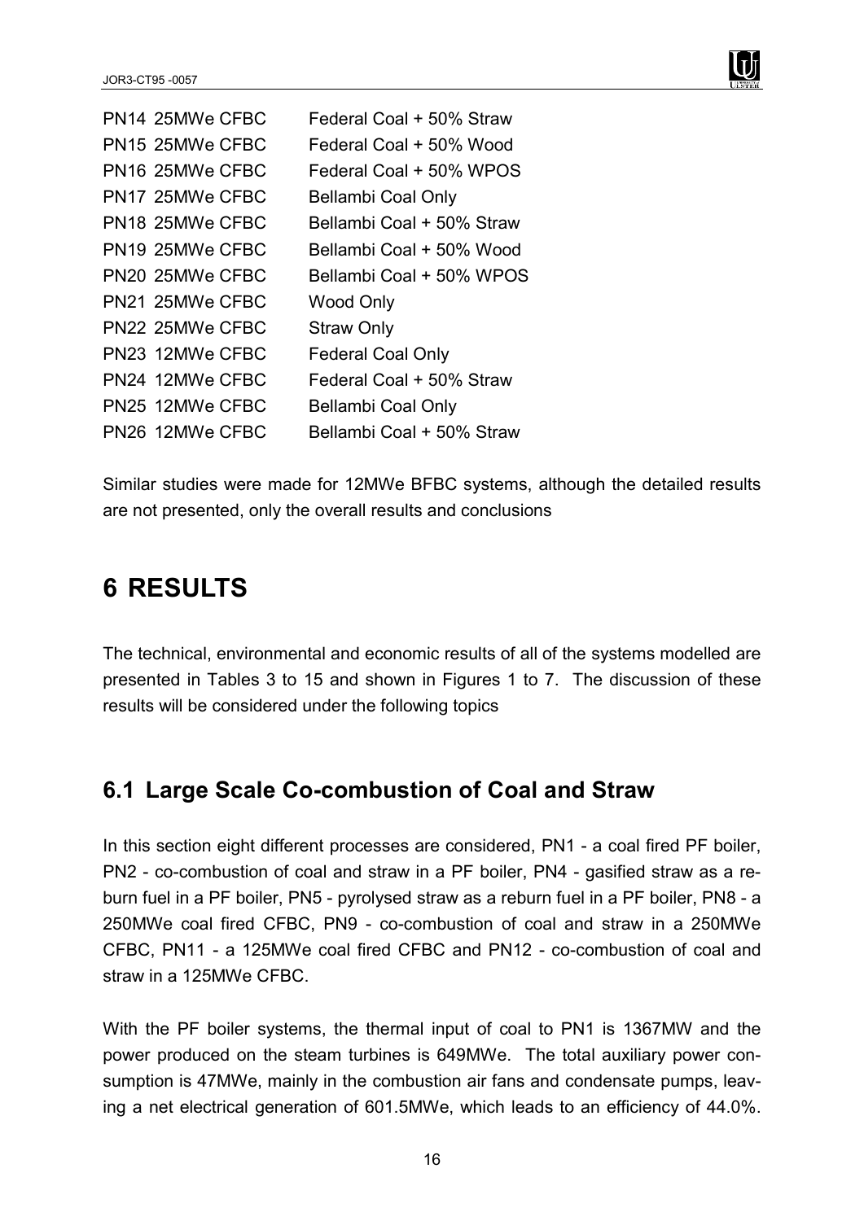| | |
|---|---|
| PN14 25MWe CFBC | Federal Coal + 50% Straw |
| PN15 25MWe CFBC | Federal Coal + 50% Wood |
| PN16 25MWe CFBC | Federal Coal + 50% WPOS |
| PN17 25MWe CFBC | Bellambi Coal Only |
| PN18 25MWe CFBC | Bellambi Coal + 50% Straw |
| PN19 25MWe CFBC | Bellambi Coal + 50% Wood |
| PN20 25MWe CFBC | Bellambi Coal + 50% WPOS |
| PN21 25MWe CFBC | Wood Only |
| PN22 25MWe CFBC | Straw Only |
| PN23 12MWe CFBC | Federal Coal Only |
| PN24 12MWe CFBC | Federal Coal + 50% Straw |
| PN25 12MWe CFBC | Bellambi Coal Only |
| PN26 12MWe CFBC | Bellambi Coal + 50% Straw |

Similar studies were made for 12MWe BFBC systems, although the detailed results are not presented, only the overall results and conclusions

# 6 RESULTS

The technical, environmental and economic results of all of the systems modelled are presented in Tables 3 to 15 and shown in Figures 1 to 7. The discussion of these results will be considered under the following topics

## 6.1 Large Scale Co-combustion of Coal and Straw

In this section eight different processes are considered, PN1 - a coal fired PF boiler, PN2 - co-combustion of coal and straw in a PF boiler, PN4 - gasified straw as a reburn fuel in a PF boiler, PN5 - pyrolysed straw as a reburn fuel in a PF boiler, PN8 - a 250MWe coal fired CFBC, PN9 - co-combustion of coal and straw in a 250MWe CFBC, PN11 - a 125MWe coal fired CFBC and PN12 - co-combustion of coal and straw in a 125MWe CFBC.

With the PF boiler systems, the thermal input of coal to PN1 is 1367MW and the power produced on the steam turbines is 649MWe. The total auxiliary power consumption is 47MWe, mainly in the combustion air fans and condensate pumps, leaving a net electrical generation of 601.5MWe, which leads to an efficiency of 44.0%.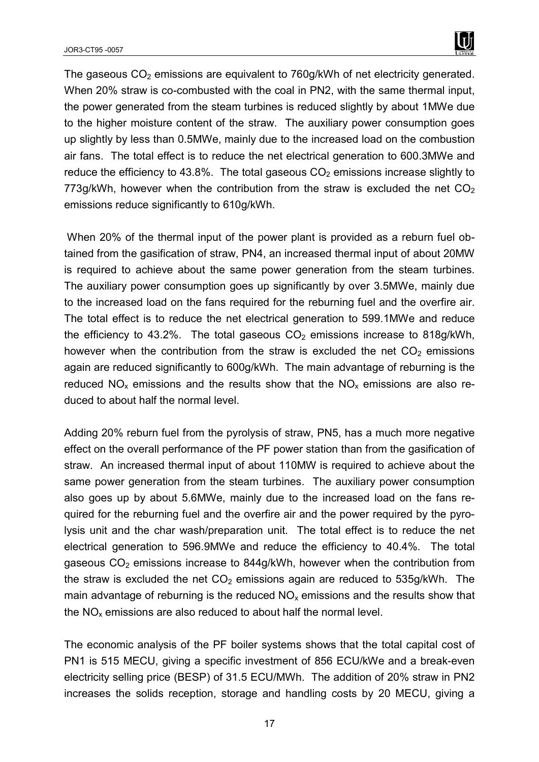The gaseous $CO_2$ emissions are equivalent to 760g/kWh of net electricity generated. When 20% straw is co-combusted with the coal in PN2, with the same thermal input, the power generated from the steam turbines is reduced slightly by about 1MWe due to the higher moisture content of the straw. The auxiliary power consumption goes up slightly by less than 0.5MWe, mainly due to the increased load on the combustion air fans. The total effect is to reduce the net electrical generation to 600.3MWe and reduce the efficiency to 43.8%. The total gaseous $CO_2$ emissions increase slightly to 773g/kWh, however when the contribution from the straw is excluded the net $CO_2$ emissions reduce significantly to 610g/kWh.

When 20% of the thermal input of the power plant is provided as a reburn fuel obtained from the gasification of straw, PN4, an increased thermal input of about 20MW is required to achieve about the same power generation from the steam turbines. The auxiliary power consumption goes up significantly by over 3.5MWe, mainly due to the increased load on the fans required for the reburning fuel and the overfire air. The total effect is to reduce the net electrical generation to 599.1MWe and reduce the efficiency to 43.2%. The total gaseous $CO_2$ emissions increase to 818g/kWh, however when the contribution from the straw is excluded the net $CO_2$ emissions again are reduced significantly to 600g/kWh. The main advantage of reburning is the reduced $NO_x$ emissions and the results show that the $NO_x$ emissions are also reduced to about half the normal level.

Adding 20% reburn fuel from the pyrolysis of straw, PN5, has a much more negative effect on the overall performance of the PF power station than from the gasification of straw. An increased thermal input of about 110MW is required to achieve about the same power generation from the steam turbines. The auxiliary power consumption also goes up by about 5.6MWe, mainly due to the increased load on the fans required for the reburning fuel and the overfire air and the power required by the pyrolysis unit and the char wash/preparation unit. The total effect is to reduce the net electrical generation to 596.9MWe and reduce the efficiency to 40.4%. The total gaseous $CO_2$ emissions increase to 844g/kWh, however when the contribution from the straw is excluded the net $CO_2$ emissions again are reduced to 535g/kWh. The main advantage of reburning is the reduced $NO_x$ emissions and the results show that the $NO_x$ emissions are also reduced to about half the normal level.

The economic analysis of the PF boiler systems shows that the total capital cost of PN1 is 515 MECU, giving a specific investment of 856 ECU/kWe and a break-even electricity selling price (BESP) of 31.5 ECU/MWh. The addition of 20% straw in PN2 increases the solids reception, storage and handling costs by 20 MECU, giving a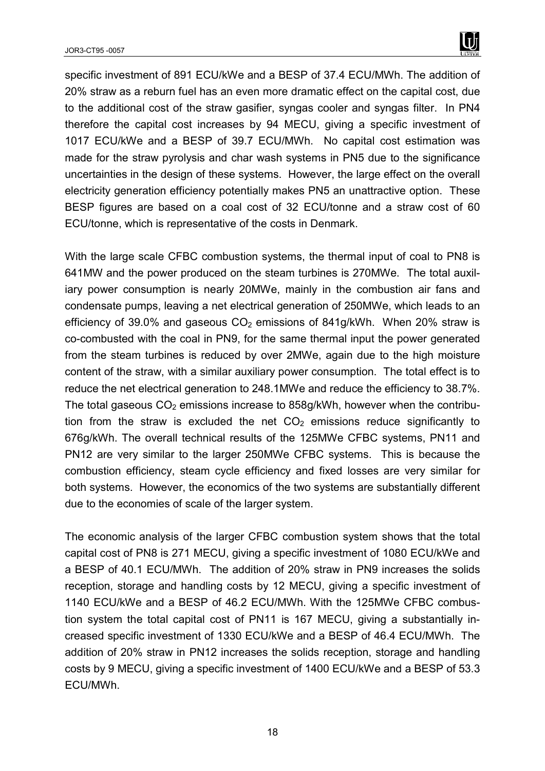specific investment of 891 ECU/kWe and a BESP of 37.4 ECU/MWh. The addition of 20% straw as a reburn fuel has an even more dramatic effect on the capital cost, due to the additional cost of the straw gasifier, syngas cooler and syngas filter. In PN4 therefore the capital cost increases by 94 MECU, giving a specific investment of 1017 ECU/kWe and a BESP of 39.7 ECU/MWh. No capital cost estimation was made for the straw pyrolysis and char wash systems in PN5 due to the significance uncertainties in the design of these systems. However, the large effect on the overall electricity generation efficiency potentially makes PN5 an unattractive option. These BESP figures are based on a coal cost of 32 ECU/tonne and a straw cost of 60 ECU/tonne, which is representative of the costs in Denmark.

With the large scale CFBC combustion systems, the thermal input of coal to PN8 is 641MW and the power produced on the steam turbines is 270MWe. The total auxiliary power consumption is nearly 20MWe, mainly in the combustion air fans and condensate pumps, leaving a net electrical generation of 250MWe, which leads to an efficiency of 39.0% and gaseous $CO_2$ emissions of 841g/kWh. When 20% straw is co-combusted with the coal in PN9, for the same thermal input the power generated from the steam turbines is reduced by over 2MWe, again due to the high moisture content of the straw, with a similar auxiliary power consumption. The total effect is to reduce the net electrical generation to 248.1MWe and reduce the efficiency to 38.7%. The total gaseous $CO_2$ emissions increase to 858g/kWh, however when the contribution from the straw is excluded the net $CO_2$ emissions reduce significantly to 676g/kWh. The overall technical results of the 125MWe CFBC systems, PN11 and PN12 are very similar to the larger 250MWe CFBC systems. This is because the combustion efficiency, steam cycle efficiency and fixed losses are very similar for both systems. However, the economics of the two systems are substantially different due to the economies of scale of the larger system.

The economic analysis of the larger CFBC combustion system shows that the total capital cost of PN8 is 271 MECU, giving a specific investment of 1080 ECU/kWe and a BESP of 40.1 ECU/MWh. The addition of 20% straw in PN9 increases the solids reception, storage and handling costs by 12 MECU, giving a specific investment of 1140 ECU/kWe and a BESP of 46.2 ECU/MWh. With the 125MWe CFBC combustion system the total capital cost of PN11 is 167 MECU, giving a substantially increased specific investment of 1330 ECU/kWe and a BESP of 46.4 ECU/MWh. The addition of 20% straw in PN12 increases the solids reception, storage and handling costs by 9 MECU, giving a specific investment of 1400 ECU/kWe and a BESP of 53.3 ECU/MWh.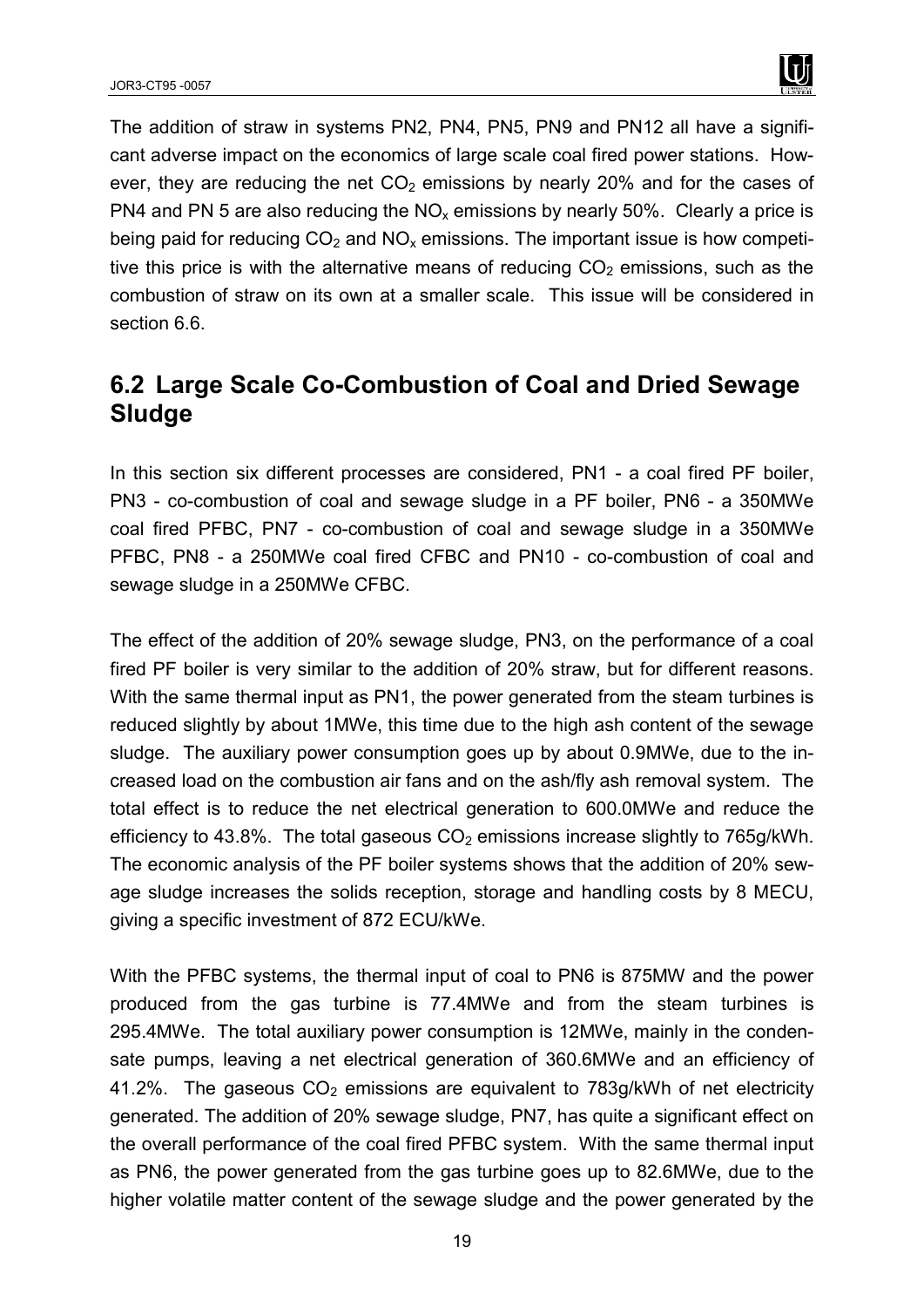The addition of straw in systems PN2, PN4, PN5, PN9 and PN12 all have a significant adverse impact on the economics of large scale coal fired power stations. However, they are reducing the net $CO_2$ emissions by nearly 20% and for the cases of PN4 and PN 5 are also reducing the $NO_x$ emissions by nearly 50%. Clearly a price is being paid for reducing $CO_2$ and $NO_x$ emissions. The important issue is how competitive this price is with the alternative means of reducing $CO_2$ emissions, such as the combustion of straw on its own at a smaller scale. This issue will be considered in section 6.6.

## 6.2 Large Scale Co-Combustion of Coal and Dried Sewage Sludge

In this section six different processes are considered, PN1 - a coal fired PF boiler, PN3 - co-combustion of coal and sewage sludge in a PF boiler, PN6 - a 350MWe coal fired PFBC, PN7 - co-combustion of coal and sewage sludge in a 350MWe PFBC, PN8 - a 250MWe coal fired CFBC and PN10 - co-combustion of coal and sewage sludge in a 250MWe CFBC.

The effect of the addition of 20% sewage sludge, PN3, on the performance of a coal fired PF boiler is very similar to the addition of 20% straw, but for different reasons. With the same thermal input as PN1, the power generated from the steam turbines is reduced slightly by about 1MWe, this time due to the high ash content of the sewage sludge. The auxiliary power consumption goes up by about 0.9MWe, due to the increased load on the combustion air fans and on the ash/fly ash removal system. The total effect is to reduce the net electrical generation to 600.0MWe and reduce the efficiency to 43.8%. The total gaseous $CO_2$ emissions increase slightly to 765g/kWh. The economic analysis of the PF boiler systems shows that the addition of 20% sewage sludge increases the solids reception, storage and handling costs by 8 MECU, giving a specific investment of 872 ECU/kWe.

With the PFBC systems, the thermal input of coal to PN6 is 875MW and the power produced from the gas turbine is 77.4MWe and from the steam turbines is 295.4MWe. The total auxiliary power consumption is 12MWe, mainly in the condensate pumps, leaving a net electrical generation of 360.6MWe and an efficiency of 41.2%. The gaseous $CO_2$ emissions are equivalent to 783g/kWh of net electricity generated. The addition of 20% sewage sludge, PN7, has quite a significant effect on the overall performance of the coal fired PFBC system. With the same thermal input as PN6, the power generated from the gas turbine goes up to 82.6MWe, due to the higher volatile matter content of the sewage sludge and the power generated by the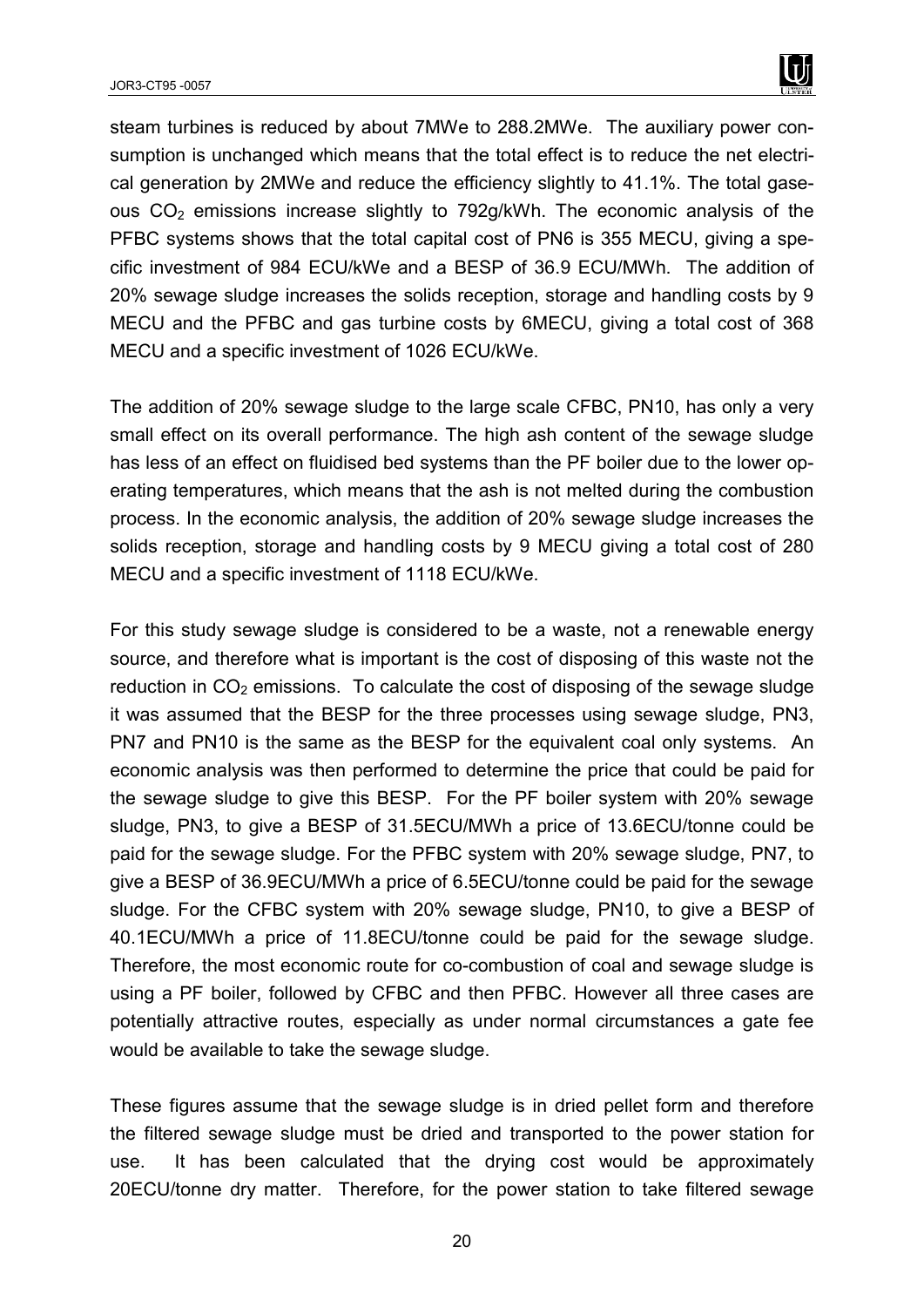steam turbines is reduced by about 7MWe to 288.2MWe. The auxiliary power consumption is unchanged which means that the total effect is to reduce the net electrical generation by 2MWe and reduce the efficiency slightly to 41.1%. The total gaseous $CO_2$ emissions increase slightly to 792g/kWh. The economic analysis of the PFBC systems shows that the total capital cost of PN6 is 355 MECU, giving a specific investment of 984 ECU/kWe and a BESP of 36.9 ECU/MWh. The addition of 20% sewage sludge increases the solids reception, storage and handling costs by 9 MECU and the PFBC and gas turbine costs by 6MECU, giving a total cost of 368 MECU and a specific investment of 1026 ECU/kWe.

The addition of 20% sewage sludge to the large scale CFBC, PN10, has only a very small effect on its overall performance. The high ash content of the sewage sludge has less of an effect on fluidised bed systems than the PF boiler due to the lower operating temperatures, which means that the ash is not melted during the combustion process. In the economic analysis, the addition of 20% sewage sludge increases the solids reception, storage and handling costs by 9 MECU giving a total cost of 280 MECU and a specific investment of 1118 ECU/kWe.

For this study sewage sludge is considered to be a waste, not a renewable energy source, and therefore what is important is the cost of disposing of this waste not the reduction in $CO_2$ emissions. To calculate the cost of disposing of the sewage sludge it was assumed that the BESP for the three processes using sewage sludge, PN3, PN7 and PN10 is the same as the BESP for the equivalent coal only systems. An economic analysis was then performed to determine the price that could be paid for the sewage sludge to give this BESP. For the PF boiler system with 20% sewage sludge, PN3, to give a BESP of 31.5ECU/MWh a price of 13.6ECU/tonne could be paid for the sewage sludge. For the PFBC system with 20% sewage sludge, PN7, to give a BESP of 36.9ECU/MWh a price of 6.5ECU/tonne could be paid for the sewage sludge. For the CFBC system with 20% sewage sludge, PN10, to give a BESP of 40.1ECU/MWh a price of 11.8ECU/tonne could be paid for the sewage sludge. Therefore, the most economic route for co-combustion of coal and sewage sludge is using a PF boiler, followed by CFBC and then PFBC. However all three cases are potentially attractive routes, especially as under normal circumstances a gate fee would be available to take the sewage sludge.

These figures assume that the sewage sludge is in dried pellet form and therefore the filtered sewage sludge must be dried and transported to the power station for use. It has been calculated that the drying cost would be approximately 20ECU/tonne dry matter. Therefore, for the power station to take filtered sewage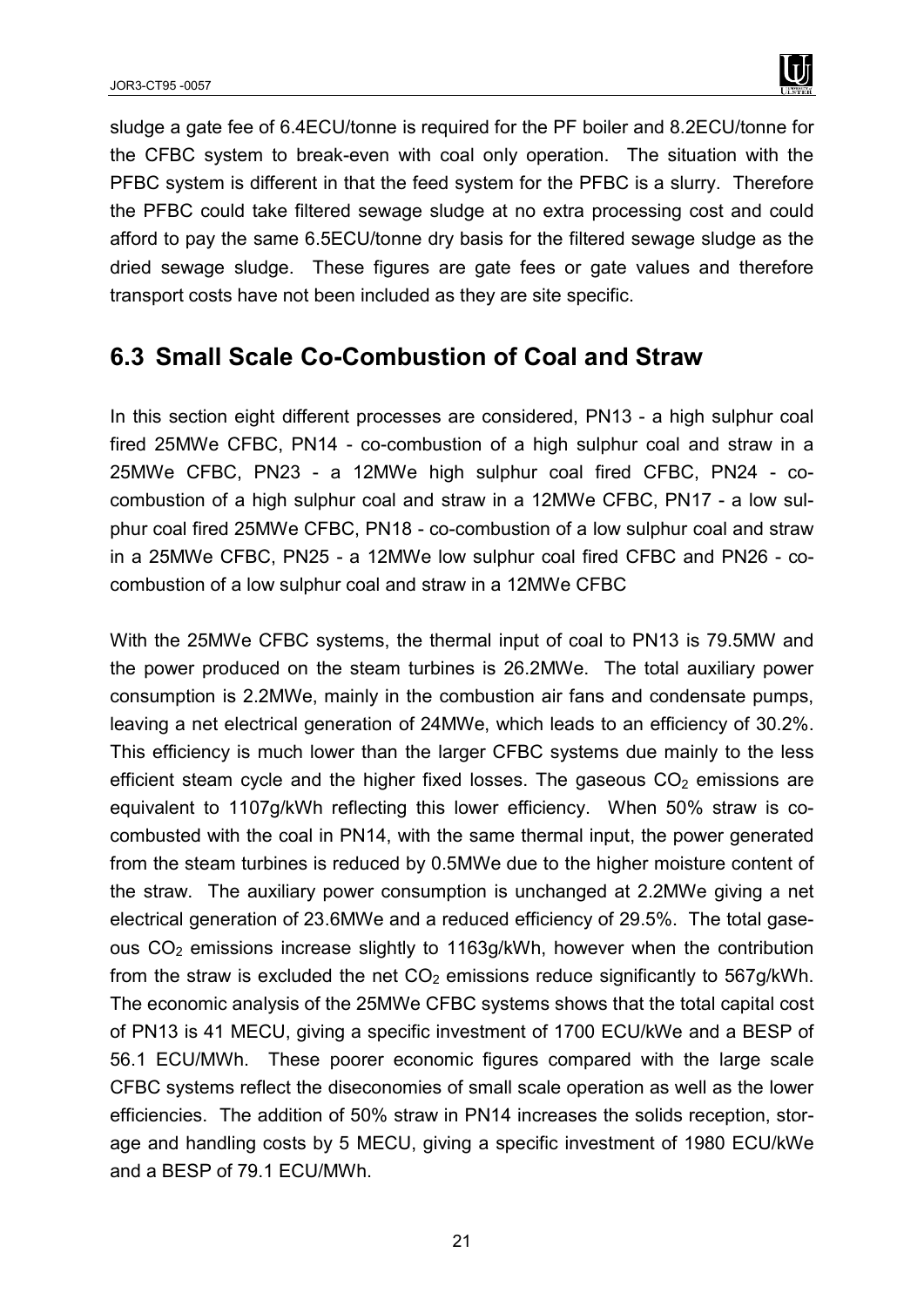sludge a gate fee of 6.4ECU/tonne is required for the PF boiler and 8.2ECU/tonne for the CFBC system to break-even with coal only operation. The situation with the PFBC system is different in that the feed system for the PFBC is a slurry. Therefore the PFBC could take filtered sewage sludge at no extra processing cost and could afford to pay the same 6.5ECU/tonne dry basis for the filtered sewage sludge as the dried sewage sludge. These figures are gate fees or gate values and therefore transport costs have not been included as they are site specific.

## 6.3 Small Scale Co-Combustion of Coal and Straw

In this section eight different processes are considered, PN13 - a high sulphur coal fired 25MWe CFBC, PN14 - co-combustion of a high sulphur coal and straw in a 25MWe CFBC, PN23 - a 12MWe high sulphur coal fired CFBC, PN24 - co-combustion of a high sulphur coal and straw in a 12MWe CFBC, PN17 - a low sulphur coal fired 25MWe CFBC, PN18 - co-combustion of a low sulphur coal and straw in a 25MWe CFBC, PN25 - a 12MWe low sulphur coal fired CFBC and PN26 - co-combustion of a low sulphur coal and straw in a 12MWe CFBC

With the 25MWe CFBC systems, the thermal input of coal to PN13 is 79.5MW and the power produced on the steam turbines is 26.2MWe. The total auxiliary power consumption is 2.2MWe, mainly in the combustion air fans and condensate pumps, leaving a net electrical generation of 24MWe, which leads to an efficiency of 30.2%. This efficiency is much lower than the larger CFBC systems due mainly to the less efficient steam cycle and the higher fixed losses. The gaseous $CO_2$ emissions are equivalent to 1107g/kWh reflecting this lower efficiency. When 50% straw is co-combusted with the coal in PN14, with the same thermal input, the power generated from the steam turbines is reduced by 0.5MWe due to the higher moisture content of the straw. The auxiliary power consumption is unchanged at 2.2MWe giving a net electrical generation of 23.6MWe and a reduced efficiency of 29.5%. The total gaseous $CO_2$ emissions increase slightly to 1163g/kWh, however when the contribution from the straw is excluded the net $CO_2$ emissions reduce significantly to 567g/kWh. The economic analysis of the 25MWe CFBC systems shows that the total capital cost of PN13 is 41 MECU, giving a specific investment of 1700 ECU/kWe and a BESP of 56.1 ECU/MWh. These poorer economic figures compared with the large scale CFBC systems reflect the diseconomies of small scale operation as well as the lower efficiencies. The addition of 50% straw in PN14 increases the solids reception, storage and handling costs by 5 MECU, giving a specific investment of 1980 ECU/kWe and a BESP of 79.1 ECU/MWh.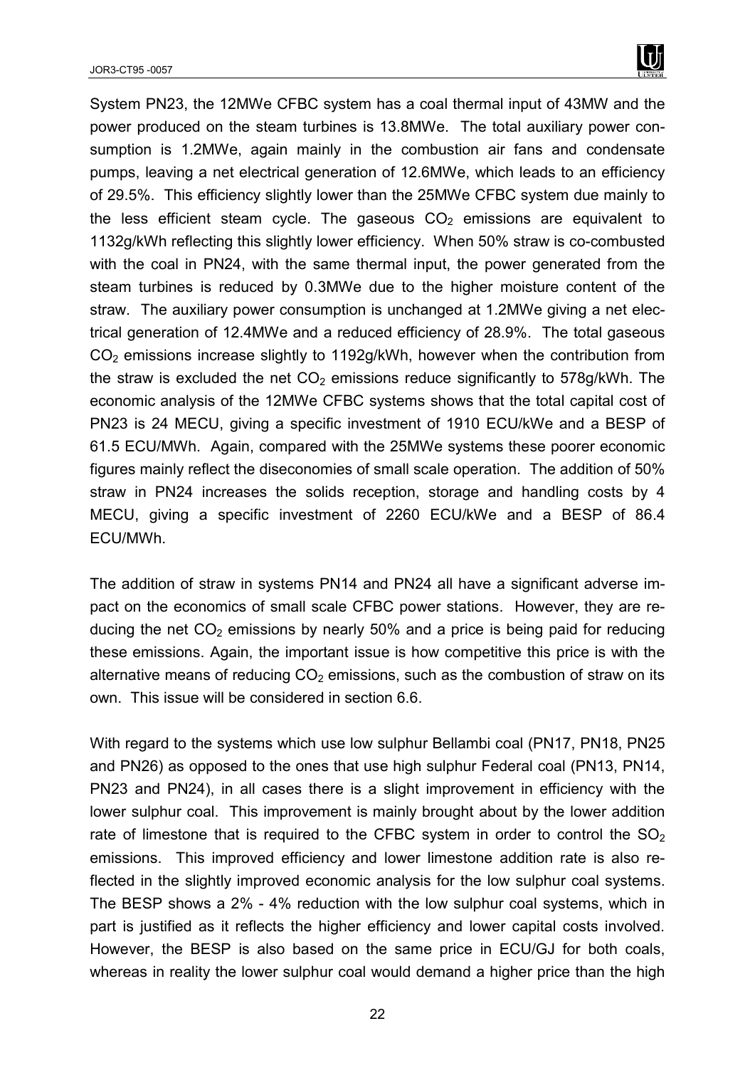System PN23, the 12MWe CFBC system has a coal thermal input of 43MW and the power produced on the steam turbines is 13.8MWe. The total auxiliary power consumption is 1.2MWe, again mainly in the combustion air fans and condensate pumps, leaving a net electrical generation of 12.6MWe, which leads to an efficiency of 29.5%. This efficiency slightly lower than the 25MWe CFBC system due mainly to the less efficient steam cycle. The gaseous $CO_2$ emissions are equivalent to 1132g/kWh reflecting this slightly lower efficiency. When 50% straw is co-combusted with the coal in PN24, with the same thermal input, the power generated from the steam turbines is reduced by 0.3MWe due to the higher moisture content of the straw. The auxiliary power consumption is unchanged at 1.2MWe giving a net electrical generation of 12.4MWe and a reduced efficiency of 28.9%. The total gaseous $CO_2$ emissions increase slightly to 1192g/kWh, however when the contribution from the straw is excluded the net $CO_2$ emissions reduce significantly to 578g/kWh. The economic analysis of the 12MWe CFBC systems shows that the total capital cost of PN23 is 24 MECU, giving a specific investment of 1910 ECU/kWe and a BESP of 61.5 ECU/MWh. Again, compared with the 25MWe systems these poorer economic figures mainly reflect the diseconomies of small scale operation. The addition of 50% straw in PN24 increases the solids reception, storage and handling costs by 4 MECU, giving a specific investment of 2260 ECU/kWe and a BESP of 86.4 ECU/MWh.

The addition of straw in systems PN14 and PN24 all have a significant adverse impact on the economics of small scale CFBC power stations. However, they are reducing the net $CO_2$ emissions by nearly 50% and a price is being paid for reducing these emissions. Again, the important issue is how competitive this price is with the alternative means of reducing $CO_2$ emissions, such as the combustion of straw on its own. This issue will be considered in section 6.6.

With regard to the systems which use low sulphur Bellambi coal (PN17, PN18, PN25 and PN26) as opposed to the ones that use high sulphur Federal coal (PN13, PN14, PN23 and PN24), in all cases there is a slight improvement in efficiency with the lower sulphur coal. This improvement is mainly brought about by the lower addition rate of limestone that is required to the CFBC system in order to control the $SO_2$ emissions. This improved efficiency and lower limestone addition rate is also reflected in the slightly improved economic analysis for the low sulphur coal systems. The BESP shows a 2% - 4% reduction with the low sulphur coal systems, which in part is justified as it reflects the higher efficiency and lower capital costs involved. However, the BESP is also based on the same price in ECU/GJ for both coals, whereas in reality the lower sulphur coal would demand a higher price than the high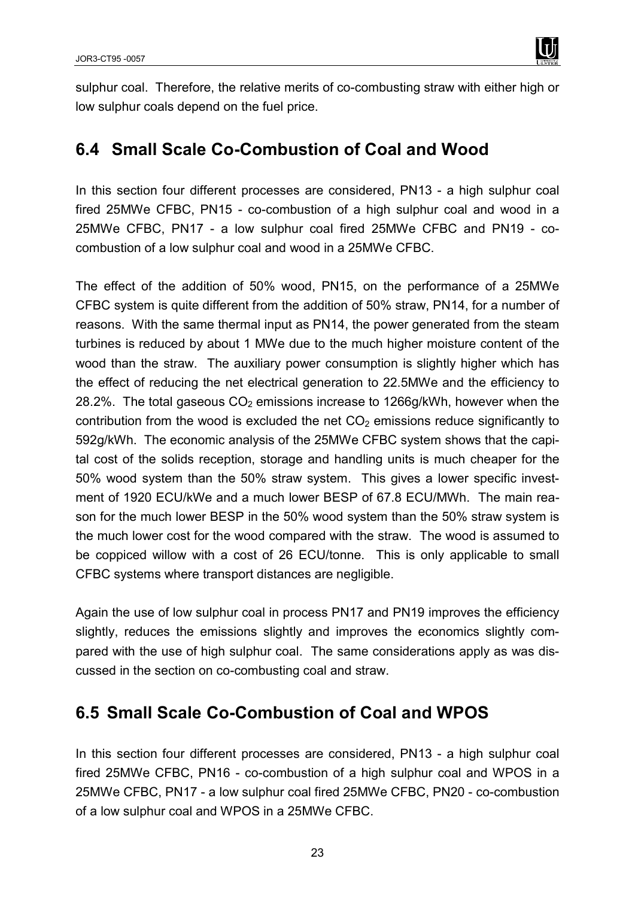sulphur coal. Therefore, the relative merits of co-combusting straw with either high or low sulphur coals depend on the fuel price.

## 6.4 Small Scale Co-Combustion of Coal and Wood

In this section four different processes are considered, PN13 - a high sulphur coal fired 25MWe CFBC, PN15 - co-combustion of a high sulphur coal and wood in a 25MWe CFBC, PN17 - a low sulphur coal fired 25MWe CFBC and PN19 - co-combustion of a low sulphur coal and wood in a 25MWe CFBC.

The effect of the addition of 50% wood, PN15, on the performance of a 25MWe CFBC system is quite different from the addition of 50% straw, PN14, for a number of reasons. With the same thermal input as PN14, the power generated from the steam turbines is reduced by about 1 MWe due to the much higher moisture content of the wood than the straw. The auxiliary power consumption is slightly higher which has the effect of reducing the net electrical generation to 22.5MWe and the efficiency to 28.2%. The total gaseous $CO_2$ emissions increase to 1266g/kWh, however when the contribution from the wood is excluded the net $CO_2$ emissions reduce significantly to 592g/kWh. The economic analysis of the 25MWe CFBC system shows that the capital cost of the solids reception, storage and handling units is much cheaper for the 50% wood system than the 50% straw system. This gives a lower specific investment of 1920 ECU/kWe and a much lower BESP of 67.8 ECU/MWh. The main reason for the much lower BESP in the 50% wood system than the 50% straw system is the much lower cost for the wood compared with the straw. The wood is assumed to be coppiced willow with a cost of 26 ECU/tonne. This is only applicable to small CFBC systems where transport distances are negligible.

Again the use of low sulphur coal in process PN17 and PN19 improves the efficiency slightly, reduces the emissions slightly and improves the economics slightly compared with the use of high sulphur coal. The same considerations apply as was discussed in the section on co-combusting coal and straw.

## 6.5 Small Scale Co-Combustion of Coal and WPOS

In this section four different processes are considered, PN13 - a high sulphur coal fired 25MWe CFBC, PN16 - co-combustion of a high sulphur coal and WPOS in a 25MWe CFBC, PN17 - a low sulphur coal fired 25MWe CFBC, PN20 - co-combustion of a low sulphur coal and WPOS in a 25MWe CFBC.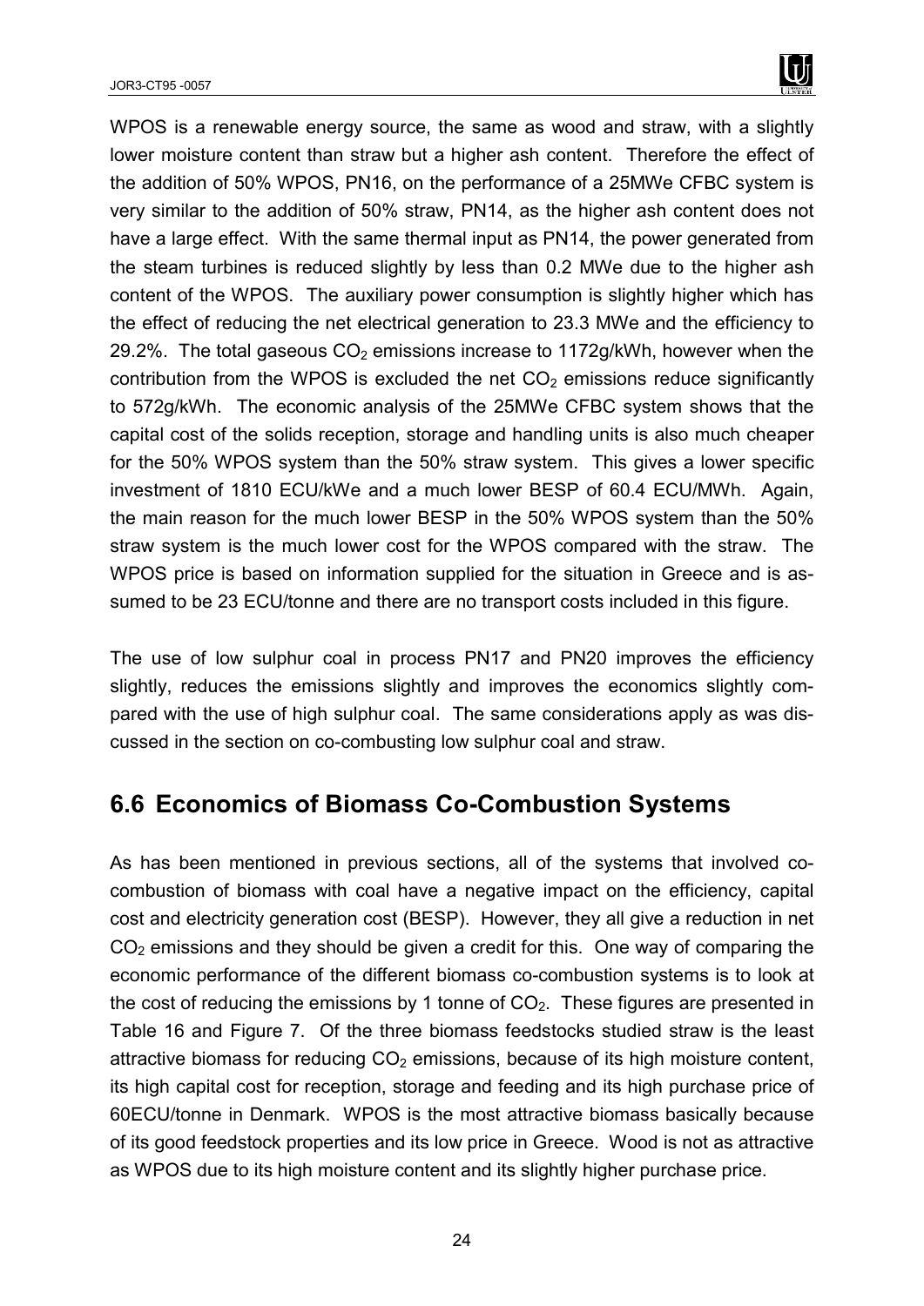WPOS is a renewable energy source, the same as wood and straw, with a slightly lower moisture content than straw but a higher ash content. Therefore the effect of the addition of 50% WPOS, PN16, on the performance of a 25MWe CFBC system is very similar to the addition of 50% straw, PN14, as the higher ash content does not have a large effect. With the same thermal input as PN14, the power generated from the steam turbines is reduced slightly by less than 0.2 MWe due to the higher ash content of the WPOS. The auxiliary power consumption is slightly higher which has the effect of reducing the net electrical generation to 23.3 MWe and the efficiency to 29.2%. The total gaseous $CO_2$ emissions increase to 1172g/kWh, however when the contribution from the WPOS is excluded the net $CO_2$ emissions reduce significantly to 572g/kWh. The economic analysis of the 25MWe CFBC system shows that the capital cost of the solids reception, storage and handling units is also much cheaper for the 50% WPOS system than the 50% straw system. This gives a lower specific investment of 1810 ECU/kWe and a much lower BESP of 60.4 ECU/MWh. Again, the main reason for the much lower BESP in the 50% WPOS system than the 50% straw system is the much lower cost for the WPOS compared with the straw. The WPOS price is based on information supplied for the situation in Greece and is assumed to be 23 ECU/tonne and there are no transport costs included in this figure.

The use of low sulphur coal in process PN17 and PN20 improves the efficiency slightly, reduces the emissions slightly and improves the economics slightly compared with the use of high sulphur coal. The same considerations apply as was discussed in the section on co-combusting low sulphur coal and straw.

## 6.6 Economics of Biomass Co-Combustion Systems

As has been mentioned in previous sections, all of the systems that involved co-combustion of biomass with coal have a negative impact on the efficiency, capital cost and electricity generation cost (BESP). However, they all give a reduction in net $CO_2$ emissions and they should be given a credit for this. One way of comparing the economic performance of the different biomass co-combustion systems is to look at the cost of reducing the emissions by 1 tonne of $CO_2$. These figures are presented in Table 16 and Figure 7. Of the three biomass feedstocks studied straw is the least attractive biomass for reducing $CO_2$ emissions, because of its high moisture content, its high capital cost for reception, storage and feeding and its high purchase price of 60ECU/tonne in Denmark. WPOS is the most attractive biomass basically because of its good feedstock properties and its low price in Greece. Wood is not as attractive as WPOS due to its high moisture content and its slightly higher purchase price.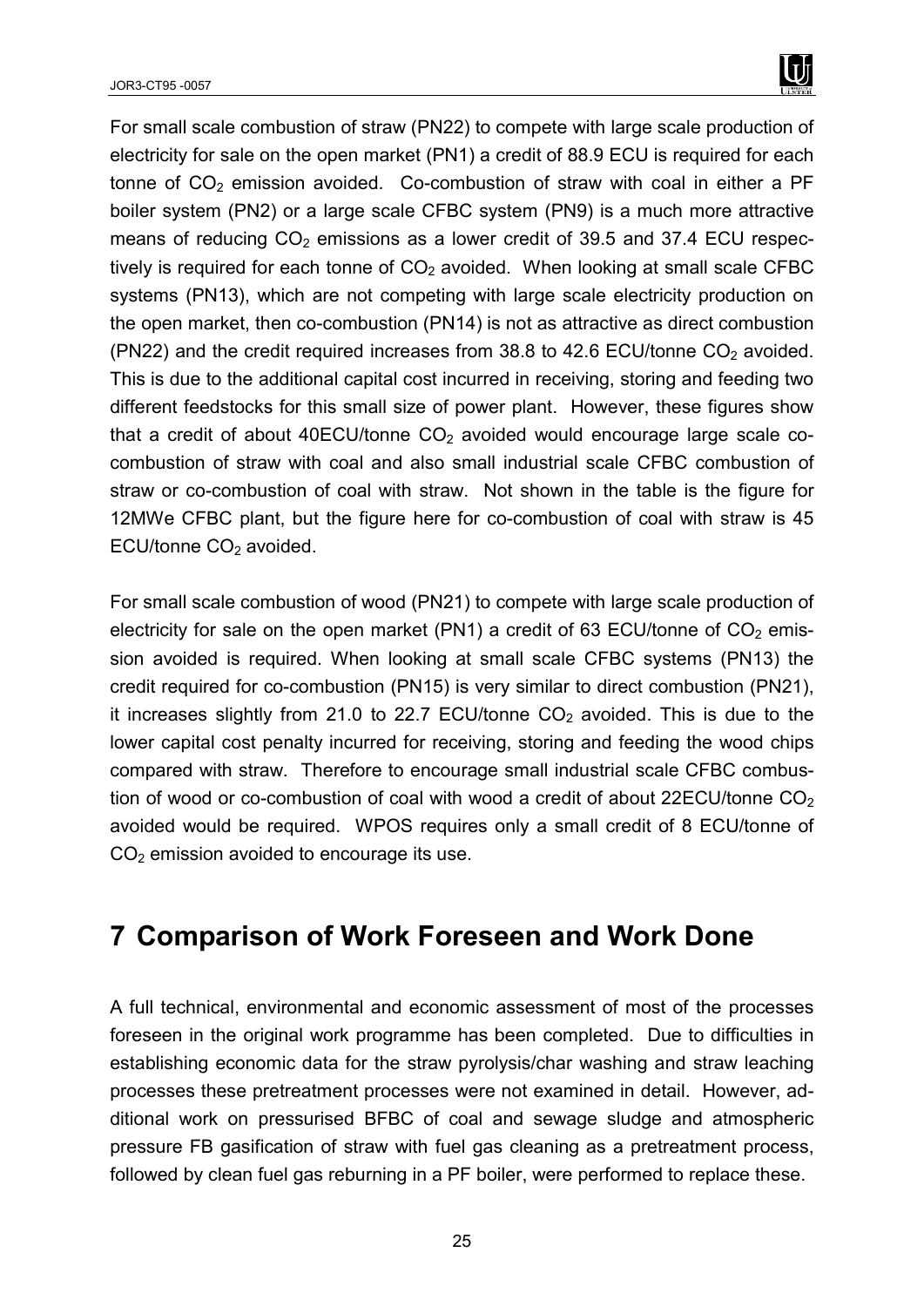For small scale combustion of straw (PN22) to compete with large scale production of electricity for sale on the open market (PN1) a credit of 88.9 ECU is required for each tonne of $CO_2$ emission avoided. Co-combustion of straw with coal in either a PF boiler system (PN2) or a large scale CFBC system (PN9) is a much more attractive means of reducing $CO_2$ emissions as a lower credit of 39.5 and 37.4 ECU respectively is required for each tonne of $CO_2$ avoided. When looking at small scale CFBC systems (PN13), which are not competing with large scale electricity production on the open market, then co-combustion (PN14) is not as attractive as direct combustion (PN22) and the credit required increases from 38.8 to 42.6 ECU/tonne $CO_2$ avoided. This is due to the additional capital cost incurred in receiving, storing and feeding two different feedstocks for this small size of power plant. However, these figures show that a credit of about 40ECU/tonne $CO_2$ avoided would encourage large scale co-combustion of straw with coal and also small industrial scale CFBC combustion of straw or co-combustion of coal with straw. Not shown in the table is the figure for 12MWe CFBC plant, but the figure here for co-combustion of coal with straw is 45 ECU/tonne $CO_2$ avoided.

For small scale combustion of wood (PN21) to compete with large scale production of electricity for sale on the open market (PN1) a credit of 63 ECU/tonne of $CO_2$ emission avoided is required. When looking at small scale CFBC systems (PN13) the credit required for co-combustion (PN15) is very similar to direct combustion (PN21), it increases slightly from 21.0 to 22.7 ECU/tonne $CO_2$ avoided. This is due to the lower capital cost penalty incurred for receiving, storing and feeding the wood chips compared with straw. Therefore to encourage small industrial scale CFBC combustion of wood or co-combustion of coal with wood a credit of about 22ECU/tonne $CO_2$ avoided would be required. WPOS requires only a small credit of 8 ECU/tonne of $CO_2$ emission avoided to encourage its use.

# 7 Comparison of Work Foreseen and Work Done

A full technical, environmental and economic assessment of most of the processes foreseen in the original work programme has been completed. Due to difficulties in establishing economic data for the straw pyrolysis/char washing and straw leaching processes these pretreatment processes were not examined in detail. However, additional work on pressurised BFBC of coal and sewage sludge and atmospheric pressure FB gasification of straw with fuel gas cleaning as a pretreatment process, followed by clean fuel gas reburning in a PF boiler, were performed to replace these.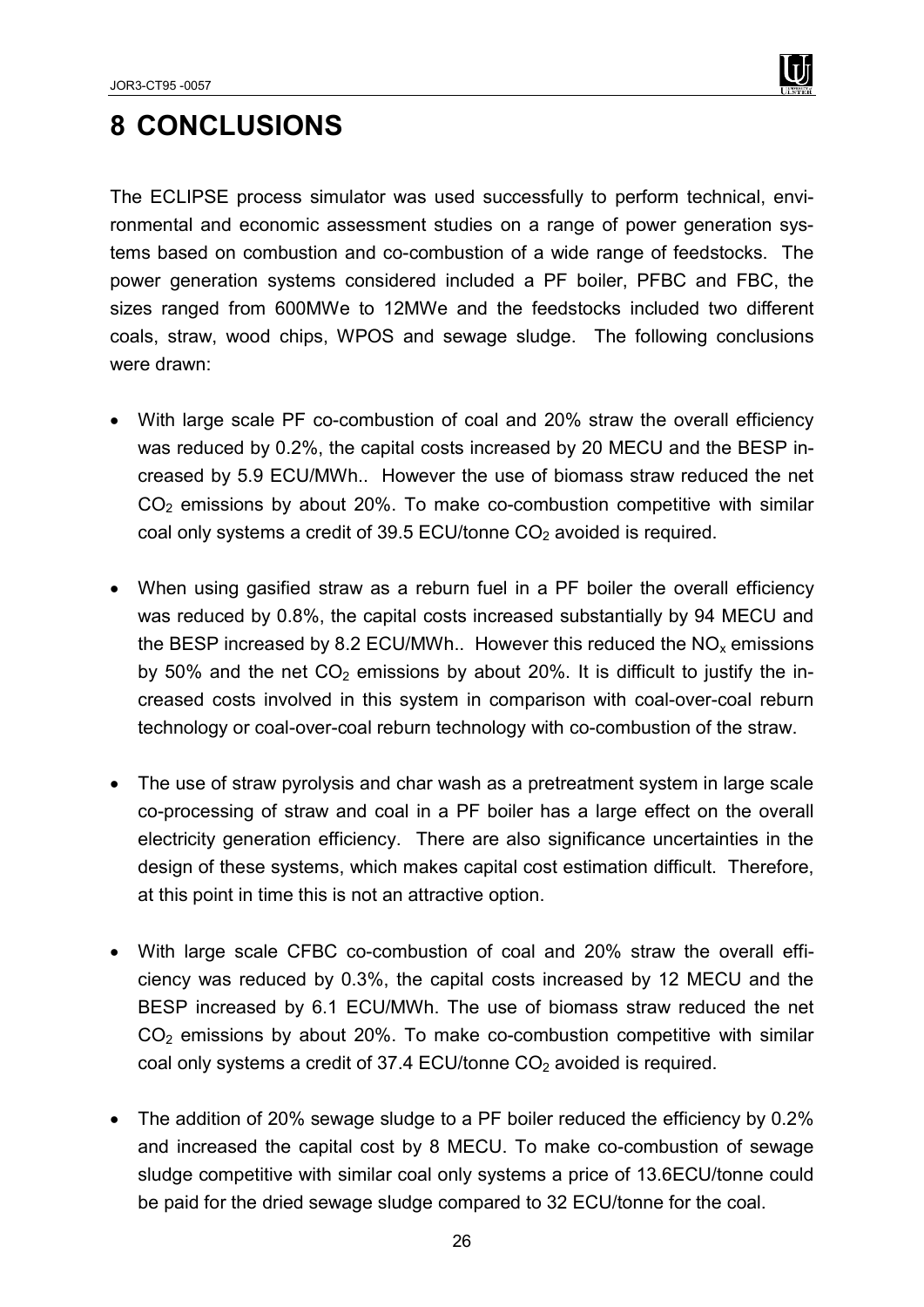# 8 CONCLUSIONS

The ECLIPSE process simulator was used successfully to perform technical, environmental and economic assessment studies on a range of power generation systems based on combustion and co-combustion of a wide range of feedstocks. The power generation systems considered included a PF boiler, PFBC and FBC, the sizes ranged from 600MWe to 12MWe and the feedstocks included two different coals, straw, wood chips, WPOS and sewage sludge. The following conclusions were drawn:

- With large scale PF co-combustion of coal and 20% straw the overall efficiency was reduced by 0.2%, the capital costs increased by 20 MECU and the BESP increased by 5.9 ECU/MWh.. However the use of biomass straw reduced the net $CO_2$ emissions by about 20%. To make co-combustion competitive with similar coal only systems a credit of 39.5 ECU/tonne $CO_2$ avoided is required.

- When using gasified straw as a reburn fuel in a PF boiler the overall efficiency was reduced by 0.8%, the capital costs increased substantially by 94 MECU and the BESP increased by 8.2 ECU/MWh.. However this reduced the $NO_x$ emissions by 50% and the net $CO_2$ emissions by about 20%. It is difficult to justify the increased costs involved in this system in comparison with coal-over-coal reburn technology or coal-over-coal reburn technology with co-combustion of the straw.

- The use of straw pyrolysis and char wash as a pretreatment system in large scale co-processing of straw and coal in a PF boiler has a large effect on the overall electricity generation efficiency. There are also significance uncertainties in the design of these systems, which makes capital cost estimation difficult. Therefore, at this point in time this is not an attractive option.

- With large scale CFBC co-combustion of coal and 20% straw the overall efficiency was reduced by 0.3%, the capital costs increased by 12 MECU and the BESP increased by 6.1 ECU/MWh. The use of biomass straw reduced the net $CO_2$ emissions by about 20%. To make co-combustion competitive with similar coal only systems a credit of 37.4 ECU/tonne $CO_2$ avoided is required.

- The addition of 20% sewage sludge to a PF boiler reduced the efficiency by 0.2% and increased the capital cost by 8 MECU. To make co-combustion of sewage sludge competitive with similar coal only systems a price of 13.6ECU/tonne could be paid for the dried sewage sludge compared to 32 ECU/tonne for the coal.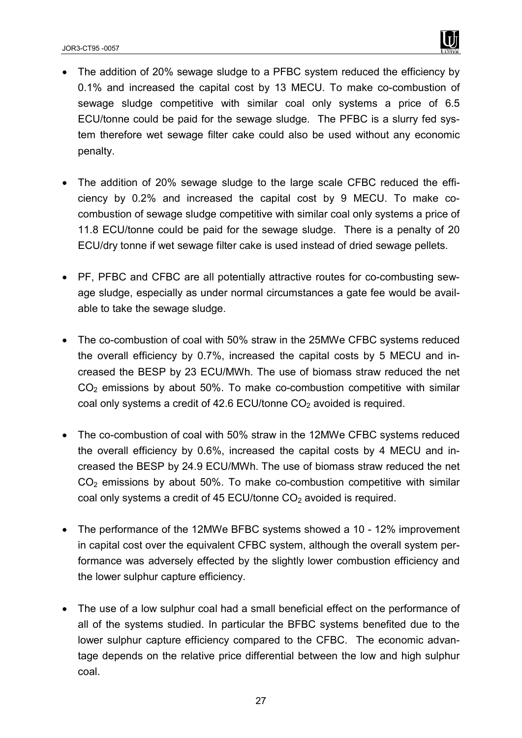- The addition of 20% sewage sludge to a PFBC system reduced the efficiency by 0.1% and increased the capital cost by 13 MECU. To make co-combustion of sewage sludge competitive with similar coal only systems a price of 6.5 ECU/tonne could be paid for the sewage sludge. The PFBC is a slurry fed system therefore wet sewage filter cake could also be used without any economic penalty.

- The addition of 20% sewage sludge to the large scale CFBC reduced the efficiency by 0.2% and increased the capital cost by 9 MECU. To make co-combustion of sewage sludge competitive with similar coal only systems a price of 11.8 ECU/tonne could be paid for the sewage sludge. There is a penalty of 20 ECU/dry tonne if wet sewage filter cake is used instead of dried sewage pellets.

- PF, PFBC and CFBC are all potentially attractive routes for co-combusting sewage sludge, especially as under normal circumstances a gate fee would be available to take the sewage sludge.

- The co-combustion of coal with 50% straw in the 25MWe CFBC systems reduced the overall efficiency by 0.7%, increased the capital costs by 5 MECU and increased the BESP by 23 ECU/MWh. The use of biomass straw reduced the net $CO_2$ emissions by about 50%. To make co-combustion competitive with similar coal only systems a credit of 42.6 ECU/tonne $CO_2$ avoided is required.

- The co-combustion of coal with 50% straw in the 12MWe CFBC systems reduced the overall efficiency by 0.6%, increased the capital costs by 4 MECU and increased the BESP by 24.9 ECU/MWh. The use of biomass straw reduced the net $CO_2$ emissions by about 50%. To make co-combustion competitive with similar coal only systems a credit of 45 ECU/tonne $CO_2$ avoided is required.

- The performance of the 12MWe BFBC systems showed a 10 - 12% improvement in capital cost over the equivalent CFBC system, although the overall system performance was adversely effected by the slightly lower combustion efficiency and the lower sulphur capture efficiency.

- The use of a low sulphur coal had a small beneficial effect on the performance of all of the systems studied. In particular the BFBC systems benefited due to the lower sulphur capture efficiency compared to the CFBC. The economic advantage depends on the relative price differential between the low and high sulphur coal.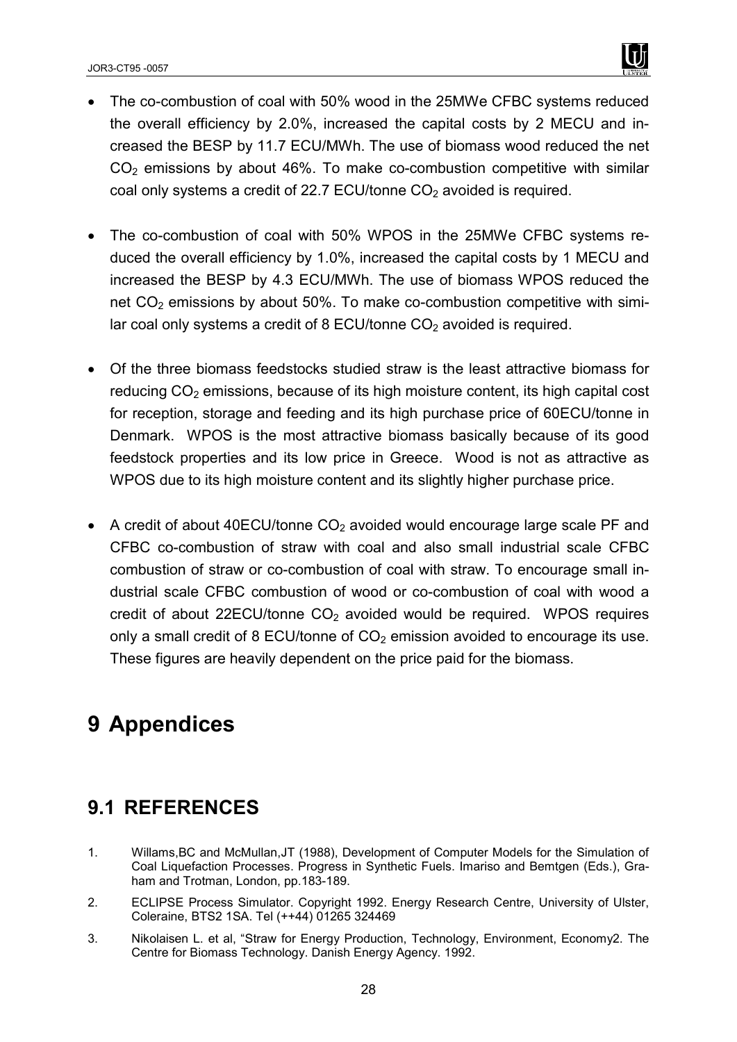- The co-combustion of coal with 50% wood in the 25MWe CFBC systems reduced the overall efficiency by 2.0%, increased the capital costs by 2 MECU and increased the BESP by 11.7 ECU/MWh. The use of biomass wood reduced the net $CO_2$ emissions by about 46%. To make co-combustion competitive with similar coal only systems a credit of 22.7 ECU/tonne $CO_2$ avoided is required.

- The co-combustion of coal with 50% WPOS in the 25MWe CFBC systems reduced the overall efficiency by 1.0%, increased the capital costs by 1 MECU and increased the BESP by 4.3 ECU/MWh. The use of biomass WPOS reduced the net $CO_2$ emissions by about 50%. To make co-combustion competitive with similar coal only systems a credit of 8 ECU/tonne $CO_2$ avoided is required.

- Of the three biomass feedstocks studied straw is the least attractive biomass for reducing $CO_2$ emissions, because of its high moisture content, its high capital cost for reception, storage and feeding and its high purchase price of 60ECU/tonne in Denmark. WPOS is the most attractive biomass basically because of its good feedstock properties and its low price in Greece. Wood is not as attractive as WPOS due to its high moisture content and its slightly higher purchase price.

- A credit of about 40ECU/tonne $CO_2$ avoided would encourage large scale PF and CFBC co-combustion of straw with coal and also small industrial scale CFBC combustion of straw or co-combustion of coal with straw. To encourage small industrial scale CFBC combustion of wood or co-combustion of coal with wood a credit of about 22ECU/tonne $CO_2$ avoided would be required. WPOS requires only a small credit of 8 ECU/tonne of $CO_2$ emission avoided to encourage its use. These figures are heavily dependent on the price paid for the biomass.

# 9 Appendices

## 9.1 REFERENCES

1. Willams,BC and McMullan,JT (1988), Development of Computer Models for the Simulation of Coal Liquefaction Processes. Progress in Synthetic Fuels. Imariso and Bemtgen (Eds.), Graham and Trotman, London, pp.183-189.
2. ECLIPSE Process Simulator. Copyright 1992. Energy Research Centre, University of Ulster, Coleraine, BTS2 1SA. Tel (++44) 01265 324469
3. Nikolaisen L. et al, "Straw for Energy Production, Technology, Environment, Economy2. The Centre for Biomass Technology. Danish Energy Agency. 1992.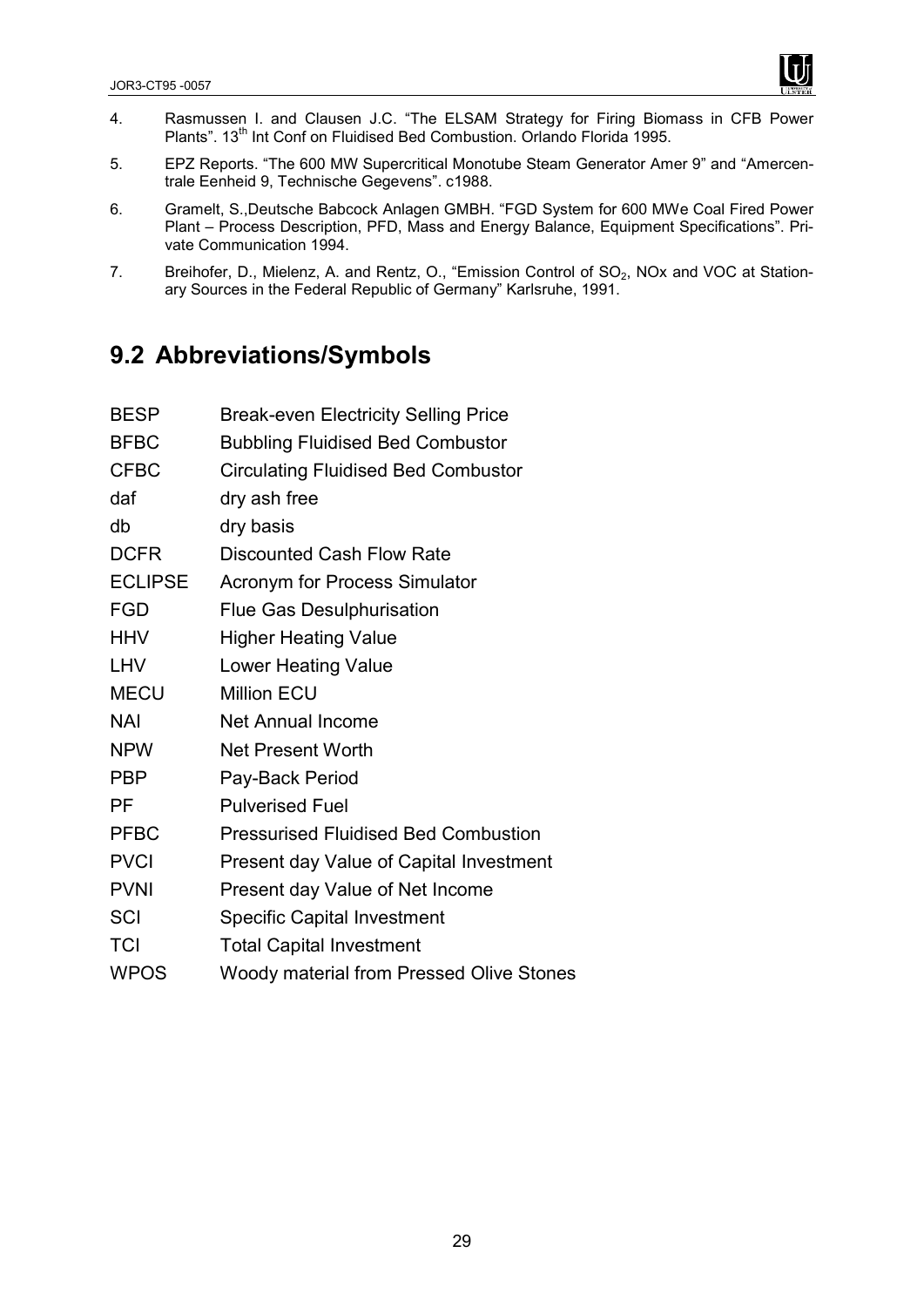4. Rasmussen I. and Clausen J.C. "The ELSAM Strategy for Firing Biomass in CFB Power Plants". 13th Int Conf on Fluidised Bed Combustion. Orlando Florida 1995.

5. EPZ Reports. "The 600 MW Supercritical Monotube Steam Generator Amer 9" and "Amercentrale Eenheid 9, Technische Gegevens". c1988.

6. Gramelt, S.,Deutsche Babcock Anlagen GMBH. "FGD System for 600 MWe Coal Fired Power Plant – Process Description, PFD, Mass and Energy Balance, Equipment Specifications". Private Communication 1994.

7. Breihofer, D., Mielenz, A. and Rentz, O., "Emission Control of $SO_2$, NOx and VOC at Stationary Sources in the Federal Republic of Germany" Karlsruhe, 1991.

## 9.2 Abbreviations/Symbols

| | |
|---|---|
| BESP | Break-even Electricity Selling Price |
| BFBC | Bubbling Fluidised Bed Combustor |
| CFBC | Circulating Fluidised Bed Combustor |
| daf | dry ash free |
| db | dry basis |
| DCFR | Discounted Cash Flow Rate |
| ECLIPSE | Acronym for Process Simulator |
| FGD | Flue Gas Desulphurisation |
| HHV | Higher Heating Value |
| LHV | Lower Heating Value |
| MECU | Million ECU |
| NAI | Net Annual Income |
| NPW | Net Present Worth |
| PBP | Pay-Back Period |
| PF | Pulverised Fuel |
| PFBC | Pressurised Fluidised Bed Combustion |
| PVCI | Present day Value of Capital Investment |
| PVNI | Present day Value of Net Income |
| SCI | Specific Capital Investment |
| TCI | Total Capital Investment |
| WPOS | Woody material from Pressed Olive Stones |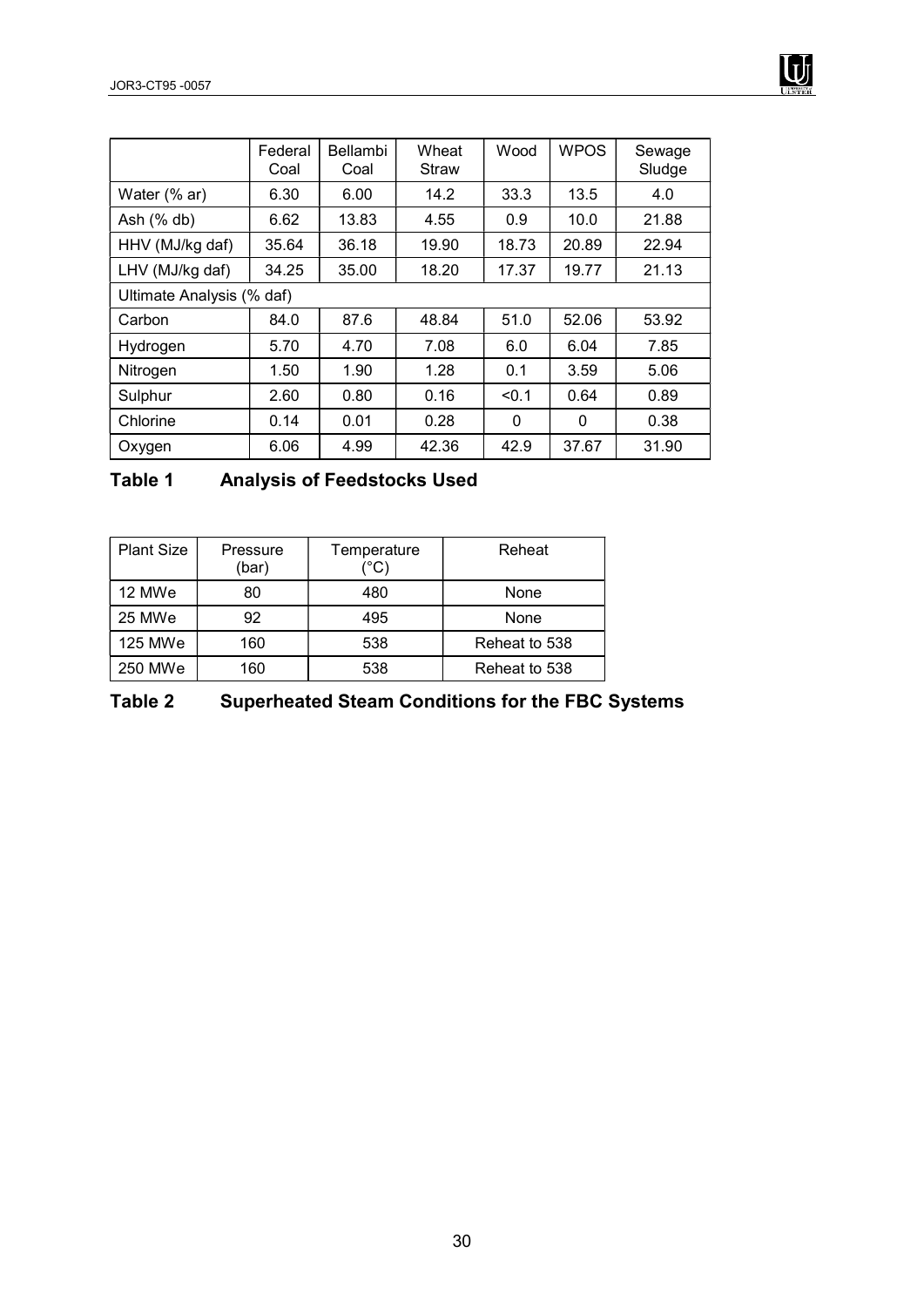|  | Federal Coal | Bellambi Coal | Wheat Straw | Wood | WPOS | Sewage Sludge |
|---|---|---|---|---|---|---|
| Water (% ar) | 6.30 | 6.00 | 14.2 | 33.3 | 13.5 | 4.0 |
| Ash (% db) | 6.62 | 13.83 | 4.55 | 0.9 | 10.0 | 21.88 |
| HHV (MJ/kg daf) | 35.64 | 36.18 | 19.90 | 18.73 | 20.89 | 22.94 |
| LHV (MJ/kg daf) | 34.25 | 35.00 | 18.20 | 17.37 | 19.77 | 21.13 |
| Ultimate Analysis (% daf) | | | | | | |
| Carbon | 84.0 | 87.6 | 48.84 | 51.0 | 52.06 | 53.92 |
| Hydrogen | 5.70 | 4.70 | 7.08 | 6.0 | 6.04 | 7.85 |
| Nitrogen | 1.50 | 1.90 | 1.28 | 0.1 | 3.59 | 5.06 |
| Sulphur | 2.60 | 0.80 | 0.16 | <0.1 | 0.64 | 0.89 |
| Chlorine | 0.14 | 0.01 | 0.28 | 0 | 0 | 0.38 |
| Oxygen | 6.06 | 4.99 | 42.36 | 42.9 | 37.67 | 31.90 |

**Table 1 Analysis of Feedstocks Used**

| Plant Size | Pressure (bar) | Temperature (°C) | Reheat |
|---|---|---|---|
| 12 MWe | 80 | 480 | None |
| 25 MWe | 92 | 495 | None |
| 125 MWe | 160 | 538 | Reheat to 538 |
| 250 MWe | 160 | 538 | Reheat to 538 |

**Table 2 Superheated Steam Conditions for the FBC Systems**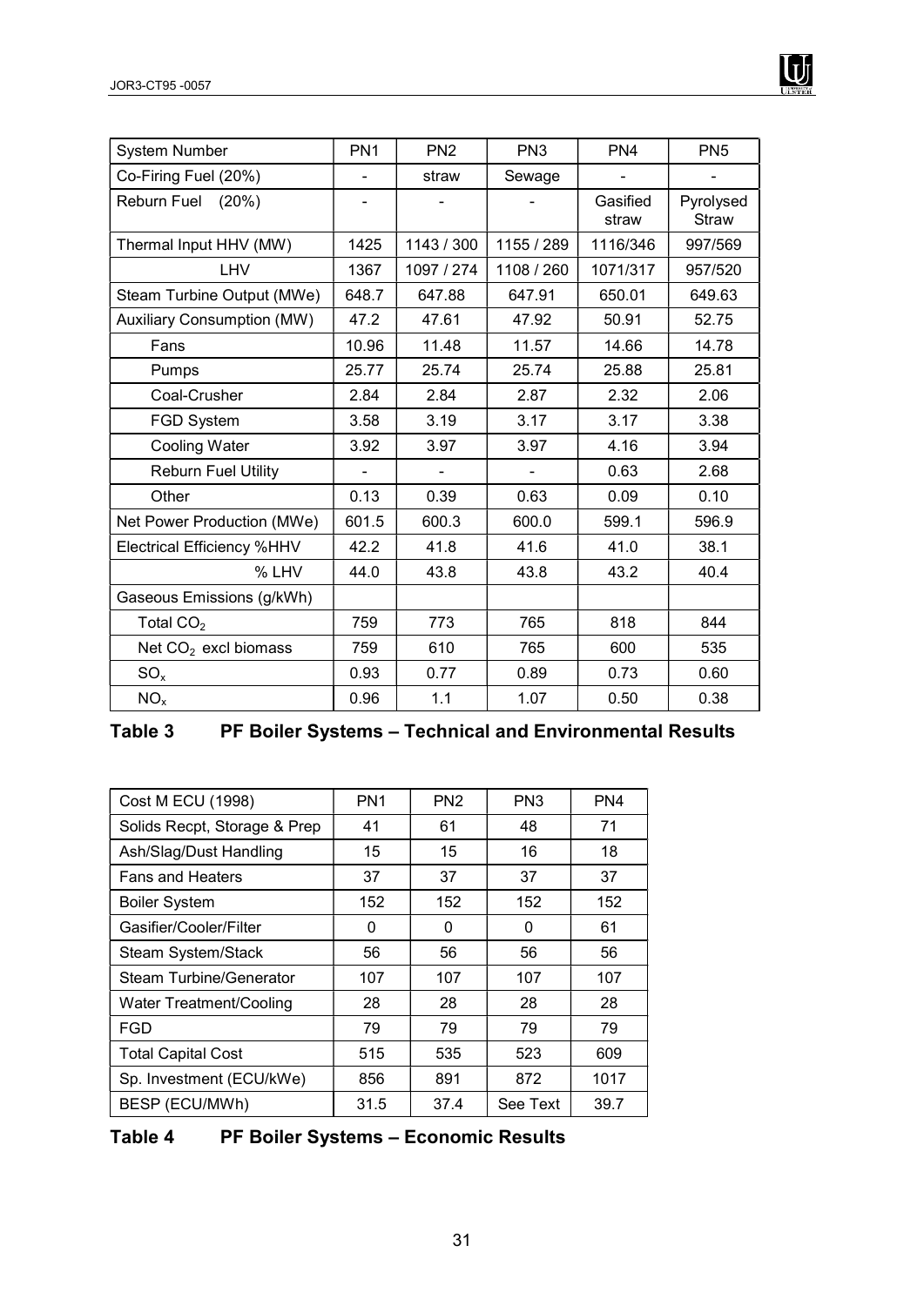| System Number | PN1 | PN2 | PN3 | PN4 | PN5 |
|---|---|---|---|---|---|
| Co-Firing Fuel (20%) | - | straw | Sewage | - | - |
| Reburn Fuel (20%) | - | - | - | Gasified straw | Pyrolysed Straw |
| Thermal Input HHV (MW) | 1425 | 1143 / 300 | 1155 / 289 | 1116/346 | 997/569 |
| LHV | 1367 | 1097 / 274 | 1108 / 260 | 1071/317 | 957/520 |
| Steam Turbine Output (MWe) | 648.7 | 647.88 | 647.91 | 650.01 | 649.63 |
| Auxiliary Consumption (MW) | 47.2 | 47.61 | 47.92 | 50.91 | 52.75 |
| Fans | 10.96 | 11.48 | 11.57 | 14.66 | 14.78 |
| Pumps | 25.77 | 25.74 | 25.74 | 25.88 | 25.81 |
| Coal-Crusher | 2.84 | 2.84 | 2.87 | 2.32 | 2.06 |
| FGD System | 3.58 | 3.19 | 3.17 | 3.17 | 3.38 |
| Cooling Water | 3.92 | 3.97 | 3.97 | 4.16 | 3.94 |
| Reburn Fuel Utility | - | - | - | 0.63 | 2.68 |
| Other | 0.13 | 0.39 | 0.63 | 0.09 | 0.10 |
| Net Power Production (MWe) | 601.5 | 600.3 | 600.0 | 599.1 | 596.9 |
| Electrical Efficiency %HHV | 42.2 | 41.8 | 41.6 | 41.0 | 38.1 |
| % LHV | 44.0 | 43.8 | 43.8 | 43.2 | 40.4 |
| Gaseous Emissions (g/kWh) | | | | | |
| Total $CO_2$ | 759 | 773 | 765 | 818 | 844 |
| Net $CO_2$ excl biomass | 759 | 610 | 765 | 600 | 535 |
| $SO_x$ | 0.93 | 0.77 | 0.89 | 0.73 | 0.60 |
| $NO_x$ | 0.96 | 1.1 | 1.07 | 0.50 | 0.38 |

**Table 3 PF Boiler Systems – Technical and Environmental Results**

| Cost M ECU (1998) | PN1 | PN2 | PN3 | PN4 |
|---|---|---|---|---|
| Solids Recpt, Storage & Prep | 41 | 61 | 48 | 71 |
| Ash/Slag/Dust Handling | 15 | 15 | 16 | 18 |
| Fans and Heaters | 37 | 37 | 37 | 37 |
| Boiler System | 152 | 152 | 152 | 152 |
| Gasifier/Cooler/Filter | 0 | 0 | 0 | 61 |
| Steam System/Stack | 56 | 56 | 56 | 56 |
| Steam Turbine/Generator | 107 | 107 | 107 | 107 |
| Water Treatment/Cooling | 28 | 28 | 28 | 28 |
| FGD | 79 | 79 | 79 | 79 |
| Total Capital Cost | 515 | 535 | 523 | 609 |
| Sp. Investment (ECU/kWe) | 856 | 891 | 872 | 1017 |
| BESP (ECU/MWh) | 31.5 | 37.4 | See Text | 39.7 |

**Table 4 PF Boiler Systems – Economic Results**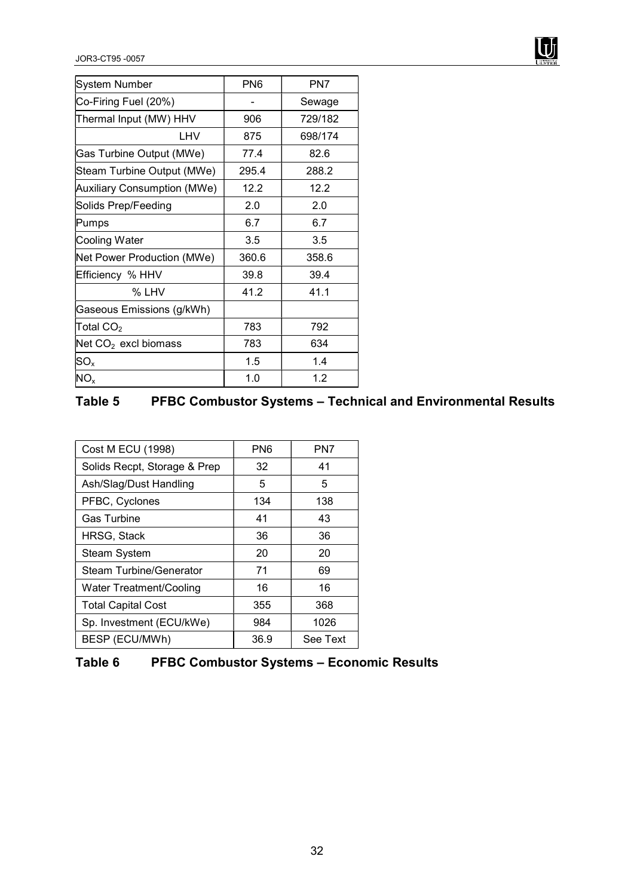| System Number | PN6 | PN7 |
|---|---|---|
| Co-Firing Fuel (20%) | - | Sewage |
| Thermal Input (MW) HHV | 906 | 729/182 |
| LHV | 875 | 698/174 |
| Gas Turbine Output (MWe) | 77.4 | 82.6 |
| Steam Turbine Output (MWe) | 295.4 | 288.2 |
| Auxiliary Consumption (MWe) | 12.2 | 12.2 |
| Solids Prep/Feeding | 2.0 | 2.0 |
| Pumps | 6.7 | 6.7 |
| Cooling Water | 3.5 | 3.5 |
| Net Power Production (MWe) | 360.6 | 358.6 |
| Efficiency % HHV | 39.8 | 39.4 |
| % LHV | 41.2 | 41.1 |
| Gaseous Emissions (g/kWh) | | |
| Total $CO_2$ | 783 | 792 |
| Net $CO_2$ excl biomass | 783 | 634 |
| $SO_x$ | 1.5 | 1.4 |
| $NO_x$ | 1.0 | 1.2 |

**Table 5 PFBC Combustor Systems – Technical and Environmental Results**

| Cost M ECU (1998) | PN6 | PN7 |
|---|---|---|
| Solids Recpt, Storage & Prep | 32 | 41 |
| Ash/Slag/Dust Handling | 5 | 5 |
| PFBC, Cyclones | 134 | 138 |
| Gas Turbine | 41 | 43 |
| HRSG, Stack | 36 | 36 |
| Steam System | 20 | 20 |
| Steam Turbine/Generator | 71 | 69 |
| Water Treatment/Cooling | 16 | 16 |
| Total Capital Cost | 355 | 368 |
| Sp. Investment (ECU/kWe) | 984 | 1026 |
| BESP (ECU/MWh) | 36.9 | See Text |

**Table 6 PFBC Combustor Systems – Economic Results**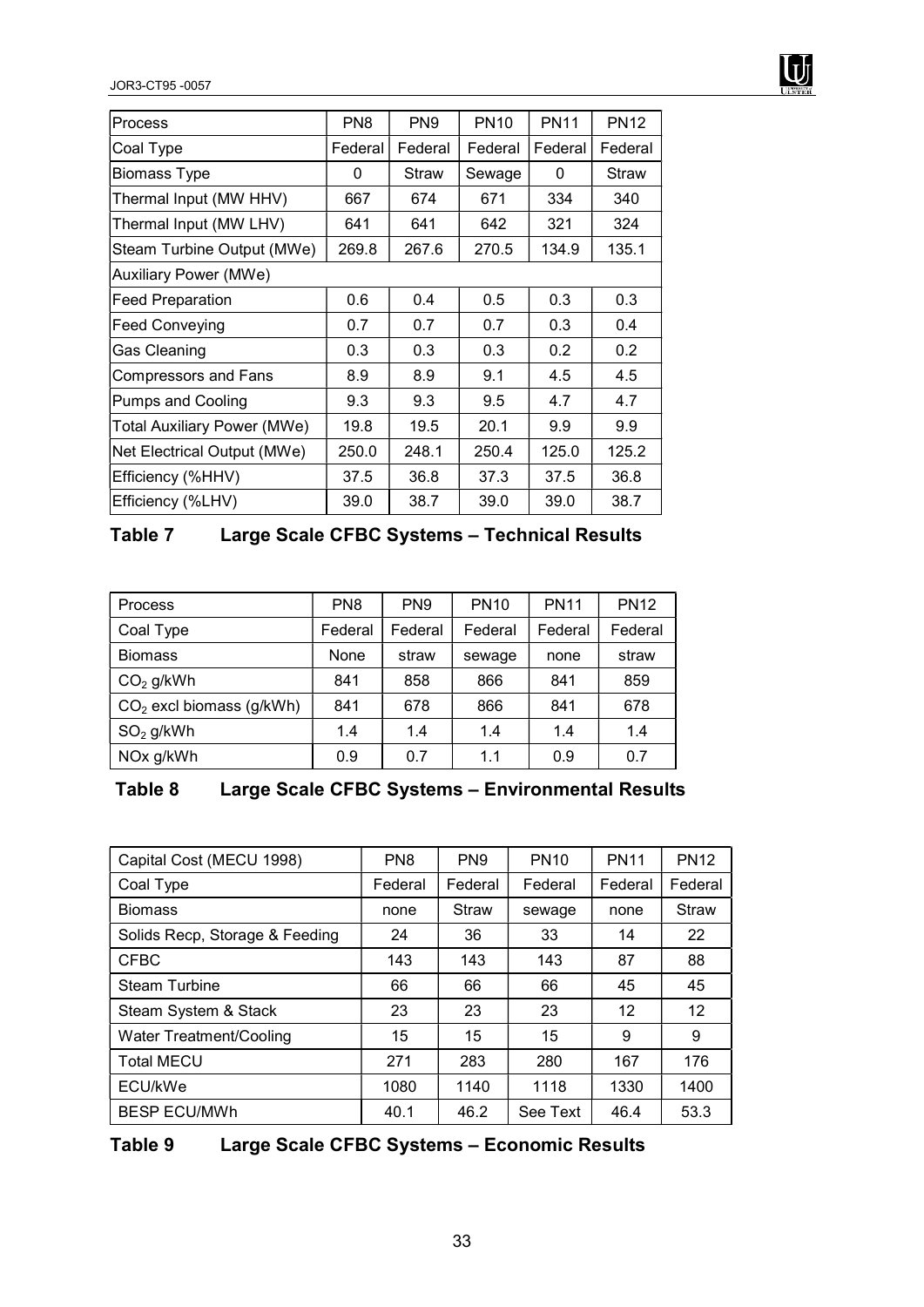| Process | PN8 | PN9 | PN10 | PN11 | PN12 |
|---|---|---|---|---|---|
| Coal Type | Federal | Federal | Federal | Federal | Federal |
| Biomass Type | 0 | Straw | Sewage | 0 | Straw |
| Thermal Input (MW HHV) | 667 | 674 | 671 | 334 | 340 |
| Thermal Input (MW LHV) | 641 | 641 | 642 | 321 | 324 |
| Steam Turbine Output (MWe) | 269.8 | 267.6 | 270.5 | 134.9 | 135.1 |
| Auxiliary Power (MWe) | | | | | |
| Feed Preparation | 0.6 | 0.4 | 0.5 | 0.3 | 0.3 |
| Feed Conveying | 0.7 | 0.7 | 0.7 | 0.3 | 0.4 |
| Gas Cleaning | 0.3 | 0.3 | 0.3 | 0.2 | 0.2 |
| Compressors and Fans | 8.9 | 8.9 | 9.1 | 4.5 | 4.5 |
| Pumps and Cooling | 9.3 | 9.3 | 9.5 | 4.7 | 4.7 |
| Total Auxiliary Power (MWe) | 19.8 | 19.5 | 20.1 | 9.9 | 9.9 |
| Net Electrical Output (MWe) | 250.0 | 248.1 | 250.4 | 125.0 | 125.2 |
| Efficiency (%HHV) | 37.5 | 36.8 | 37.3 | 37.5 | 36.8 |
| Efficiency (%LHV) | 39.0 | 38.7 | 39.0 | 39.0 | 38.7 |

**Table 7 Large Scale CFBC Systems – Technical Results**

| Process | PN8 | PN9 | PN10 | PN11 | PN12 |
|---|---|---|---|---|---|
| Coal Type | Federal | Federal | Federal | Federal | Federal |
| Biomass | None | straw | sewage | none | straw |
| $CO_2$ g/kWh | 841 | 858 | 866 | 841 | 859 |
| $CO_2$ excl biomass (g/kWh) | 841 | 678 | 866 | 841 | 678 |
| $SO_2$ g/kWh | 1.4 | 1.4 | 1.4 | 1.4 | 1.4 |
| NOx g/kWh | 0.9 | 0.7 | 1.1 | 0.9 | 0.7 |

**Table 8 Large Scale CFBC Systems – Environmental Results**

| Capital Cost (MECU 1998) | PN8 | PN9 | PN10 | PN11 | PN12 |
|---|---|---|---|---|---|
| Coal Type | Federal | Federal | Federal | Federal | Federal |
| Biomass | none | Straw | sewage | none | Straw |
| Solids Recp, Storage & Feeding | 24 | 36 | 33 | 14 | 22 |
| CFBC | 143 | 143 | 143 | 87 | 88 |
| Steam Turbine | 66 | 66 | 66 | 45 | 45 |
| Steam System & Stack | 23 | 23 | 23 | 12 | 12 |
| Water Treatment/Cooling | 15 | 15 | 15 | 9 | 9 |
| Total MECU | 271 | 283 | 280 | 167 | 176 |
| ECU/kWe | 1080 | 1140 | 1118 | 1330 | 1400 |
| BESP ECU/MWh | 40.1 | 46.2 | See Text | 46.4 | 53.3 |

**Table 9 Large Scale CFBC Systems – Economic Results**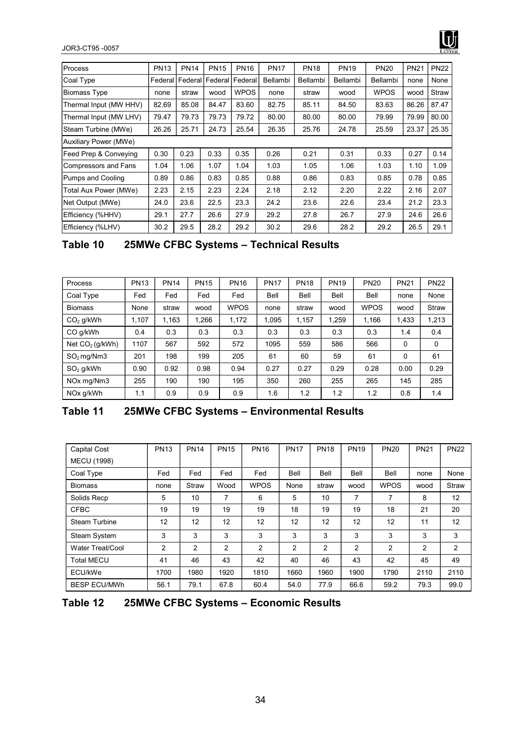| Process | PN13 | PN14 | PN15 | PN16 | PN17 | PN18 | PN19 | PN20 | PN21 | PN22 |
|---|---|---|---|---|---|---|---|---|---|---|
| Coal Type | Federal | Federal | Federal | Federal | Bellambi | Bellambi | Bellambi | Bellambi | none | None |
| Biomass Type | none | straw | wood | WPOS | none | straw | wood | WPOS | wood | Straw |
| Thermal Input (MW HHV) | 82.69 | 85.08 | 84.47 | 83.60 | 82.75 | 85.11 | 84.50 | 83.63 | 86.26 | 87.47 |
| Thermal Input (MW LHV) | 79.47 | 79.73 | 79.73 | 79.72 | 80.00 | 80.00 | 80.00 | 79.99 | 79.99 | 80.00 |
| Steam Turbine (MWe) | 26.26 | 25.71 | 24.73 | 25.54 | 26.35 | 25.76 | 24.78 | 25.59 | 23.37 | 25.35 |
| Auxiliary Power (MWe) | | | | | | | | | | |
| Feed Prep & Conveying | 0.30 | 0.23 | 0.33 | 0.35 | 0.26 | 0.21 | 0.31 | 0.33 | 0.27 | 0.14 |
| Compressors and Fans | 1.04 | 1.06 | 1.07 | 1.04 | 1.03 | 1.05 | 1.06 | 1.03 | 1.10 | 1.09 |
| Pumps and Cooling | 0.89 | 0.86 | 0.83 | 0.85 | 0.88 | 0.86 | 0.83 | 0.85 | 0.78 | 0.85 |
| Total Aux Power (MWe) | 2.23 | 2.15 | 2.23 | 2.24 | 2.18 | 2.12 | 2.20 | 2.22 | 2.16 | 2.07 |
| Net Output (MWe) | 24.0 | 23.6 | 22.5 | 23.3 | 24.2 | 23.6 | 22.6 | 23.4 | 21.2 | 23.3 |
| Efficiency (%HHV) | 29.1 | 27.7 | 26.6 | 27.9 | 29.2 | 27.8 | 26.7 | 27.9 | 24.6 | 26.6 |
| Efficiency (%LHV) | 30.2 | 29.5 | 28.2 | 29.2 | 30.2 | 29.6 | 28.2 | 29.2 | 26.5 | 29.1 |

## Table 10 25MWe CFBC Systems – Technical Results

| Process | PN13 | PN14 | PN15 | PN16 | PN17 | PN18 | PN19 | PN20 | PN21 | PN22 |
|---|---|---|---|---|---|---|---|---|---|---|
| Coal Type | Fed | Fed | Fed | Fed | Bell | Bell | Bell | Bell | none | None |
| Biomass | None | straw | wood | WPOS | none | straw | wood | WPOS | wood | Straw |
| $CO_2$ g/kWh | 1,107 | 1,163 | 1,266 | 1,172 | 1,095 | 1,157 | 1,259 | 1,166 | 1,433 | 1,213 |
| CO g/kWh | 0.4 | 0.3 | 0.3 | 0.3 | 0.3 | 0.3 | 0.3 | 0.3 | 1.4 | 0.4 |
| Net $CO_2$ (g/kWh) | 1107 | 567 | 592 | 572 | 1095 | 559 | 586 | 566 | 0 | 0 |
| $SO_2$ mg/Nm3 | 201 | 198 | 199 | 205 | 61 | 60 | 59 | 61 | 0 | 61 |
| $SO_2$ g/kWh | 0.90 | 0.92 | 0.98 | 0.94 | 0.27 | 0.27 | 0.29 | 0.28 | 0.00 | 0.29 |
| NOx mg/Nm3 | 255 | 190 | 190 | 195 | 350 | 260 | 255 | 265 | 145 | 285 |
| NOx g/kWh | 1.1 | 0.9 | 0.9 | 0.9 | 1.6 | 1.2 | 1.2 | 1.2 | 0.8 | 1.4 |

## Table 11 25MWe CFBC Systems – Environmental Results

| Capital Cost MECU (1998) | PN13 | PN14 | PN15 | PN16 | PN17 | PN18 | PN19 | PN20 | PN21 | PN22 |
|---|---|---|---|---|---|---|---|---|---|---|
| Coal Type | Fed | Fed | Fed | Fed | Bell | Bell | Bell | Bell | none | None |
| Biomass | none | Straw | Wood | WPOS | None | straw | wood | WPOS | wood | Straw |
| Solids Recp | 5 | 10 | 7 | 6 | 5 | 10 | 7 | 7 | 8 | 12 |
| CFBC | 19 | 19 | 19 | 19 | 18 | 19 | 19 | 18 | 21 | 20 |
| Steam Turbine | 12 | 12 | 12 | 12 | 12 | 12 | 12 | 12 | 11 | 12 |
| Steam System | 3 | 3 | 3 | 3 | 3 | 3 | 3 | 3 | 3 | 3 |
| Water Treat/Cool | 2 | 2 | 2 | 2 | 2 | 2 | 2 | 2 | 2 | 2 |
| Total MECU | 41 | 46 | 43 | 42 | 40 | 46 | 43 | 42 | 45 | 49 |
| ECU/kWe | 1700 | 1980 | 1920 | 1810 | 1660 | 1960 | 1900 | 1790 | 2110 | 2110 |
| BESP ECU/MWh | 56.1 | 79.1 | 67.8 | 60.4 | 54.0 | 77.9 | 66.6 | 59.2 | 79.3 | 99.0 |

## Table 12 25MWe CFBC Systems – Economic Results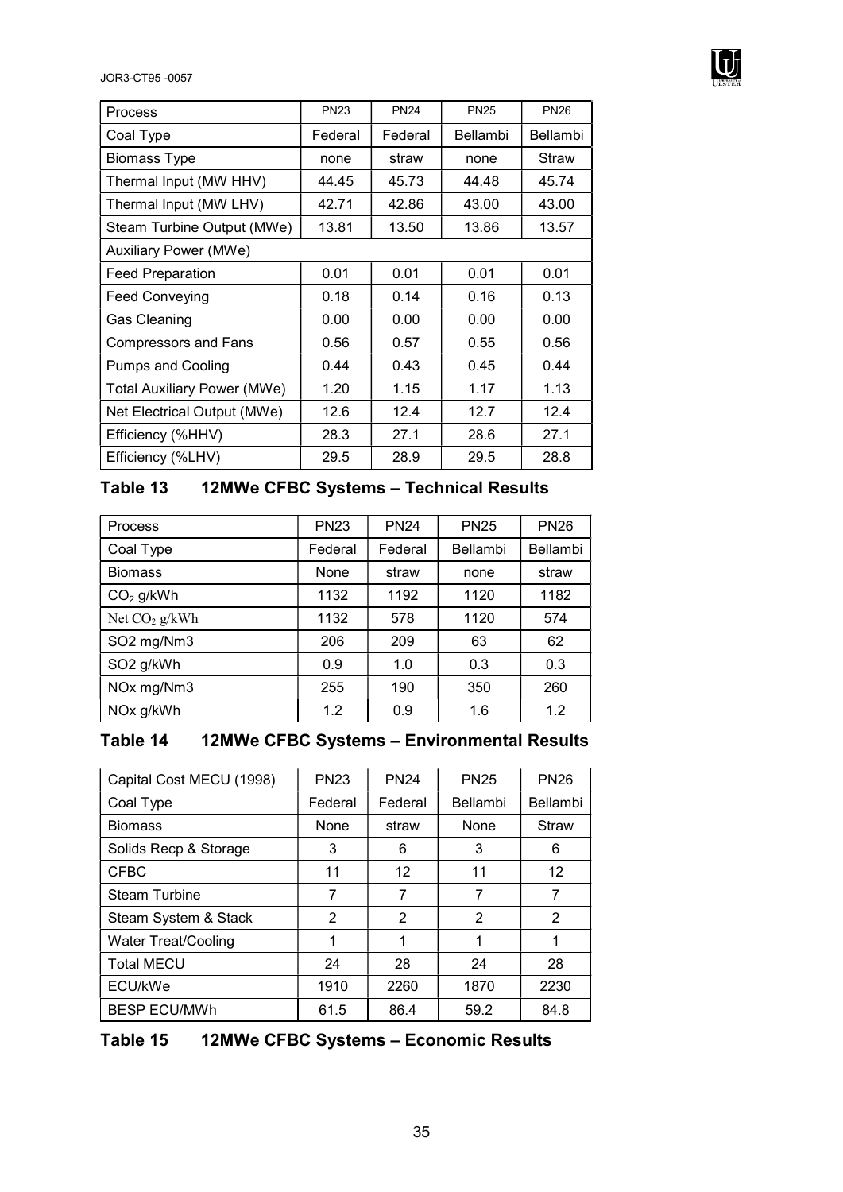| Process | PN23 | PN24 | PN25 | PN26 |
| --- | --- | --- | --- | --- |
| Coal Type | Federal | Federal | Bellambi | Bellambi |
| Biomass Type | none | straw | none | Straw |
| Thermal Input (MW HHV) | 44.45 | 45.73 | 44.48 | 45.74 |
| Thermal Input (MW LHV) | 42.71 | 42.86 | 43.00 | 43.00 |
| Steam Turbine Output (MWe) | 13.81 | 13.50 | 13.86 | 13.57 |
| Auxiliary Power (MWe) | | | | |
| Feed Preparation | 0.01 | 0.01 | 0.01 | 0.01 |
| Feed Conveying | 0.18 | 0.14 | 0.16 | 0.13 |
| Gas Cleaning | 0.00 | 0.00 | 0.00 | 0.00 |
| Compressors and Fans | 0.56 | 0.57 | 0.55 | 0.56 |
| Pumps and Cooling | 0.44 | 0.43 | 0.45 | 0.44 |
| Total Auxiliary Power (MWe) | 1.20 | 1.15 | 1.17 | 1.13 |
| Net Electrical Output (MWe) | 12.6 | 12.4 | 12.7 | 12.4 |
| Efficiency (%HHV) | 28.3 | 27.1 | 28.6 | 27.1 |
| Efficiency (%LHV) | 29.5 | 28.9 | 29.5 | 28.8 |

**Table 13 12MWe CFBC Systems – Technical Results**

| Process | PN23 | PN24 | PN25 | PN26 |
| --- | --- | --- | --- | --- |
| Coal Type | Federal | Federal | Bellambi | Bellambi |
| Biomass | None | straw | none | straw |
| $CO_2$ g/kWh | 1132 | 1192 | 1120 | 1182 |
| Net $CO_2$ g/kWh | 1132 | 578 | 1120 | 574 |
| SO2 mg/Nm3 | 206 | 209 | 63 | 62 |
| SO2 g/kWh | 0.9 | 1.0 | 0.3 | 0.3 |
| NOx mg/Nm3 | 255 | 190 | 350 | 260 |
| NOx g/kWh | 1.2 | 0.9 | 1.6 | 1.2 |

**Table 14 12MWe CFBC Systems – Environmental Results**

| Capital Cost MECU (1998) | PN23 | PN24 | PN25 | PN26 |
| --- | --- | --- | --- | --- |
| Coal Type | Federal | Federal | Bellambi | Bellambi |
| Biomass | None | straw | None | Straw |
| Solids Recp & Storage | 3 | 6 | 3 | 6 |
| CFBC | 11 | 12 | 11 | 12 |
| Steam Turbine | 7 | 7 | 7 | 7 |
| Steam System & Stack | 2 | 2 | 2 | 2 |
| Water Treat/Cooling | 1 | 1 | 1 | 1 |
| Total MECU | 24 | 28 | 24 | 28 |
| ECU/kWe | 1910 | 2260 | 1870 | 2230 |
| BESP ECU/MWh | 61.5 | 86.4 | 59.2 | 84.8 |

**Table 15 12MWe CFBC Systems – Economic Results**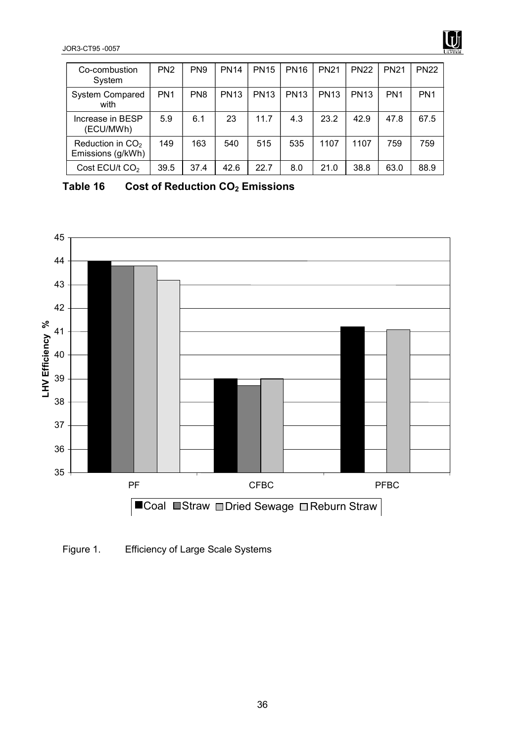| Co-combustion System | PN2 | PN9 | PN14 | PN15 | PN16 | PN21 | PN22 | PN21 | PN22 |
|---|---|---|---|---|---|---|---|---|---|
| System Compared with | PN1 | PN8 | PN13 | PN13 | PN13 | PN13 | PN13 | PN1 | PN1 |
| Increase in BESP (ECU/MWh) | 5.9 | 6.1 | 23 | 11.7 | 4.3 | 23.2 | 42.9 | 47.8 | 67.5 |
| Reduction in $CO_2$ Emissions (g/kWh) | 149 | 163 | 540 | 515 | 535 | 1107 | 1107 | 759 | 759 |
| Cost ECU/t $CO_2$ | 39.5 | 37.4 | 42.6 | 22.7 | 8.0 | 21.0 | 38.8 | 63.0 | 88.9 |

**Table 16 Cost of Reduction $CO_2$ Emissions**

Figure 1. Efficiency of Large Scale Systems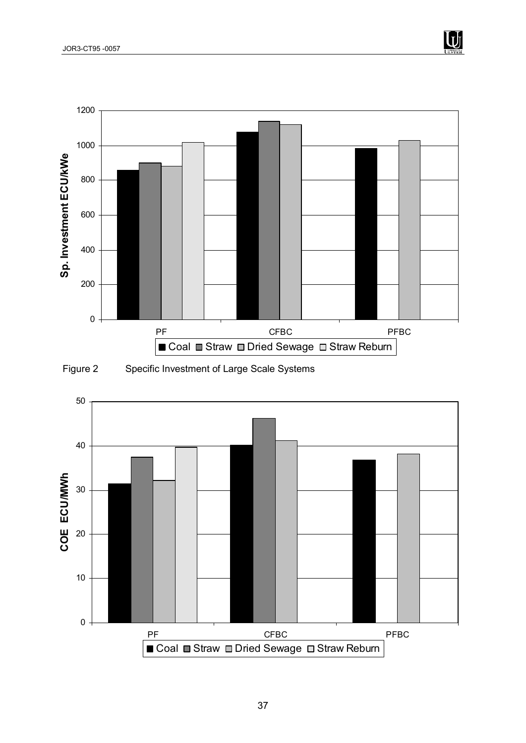Figure 2 Specific Investment of Large Scale Systems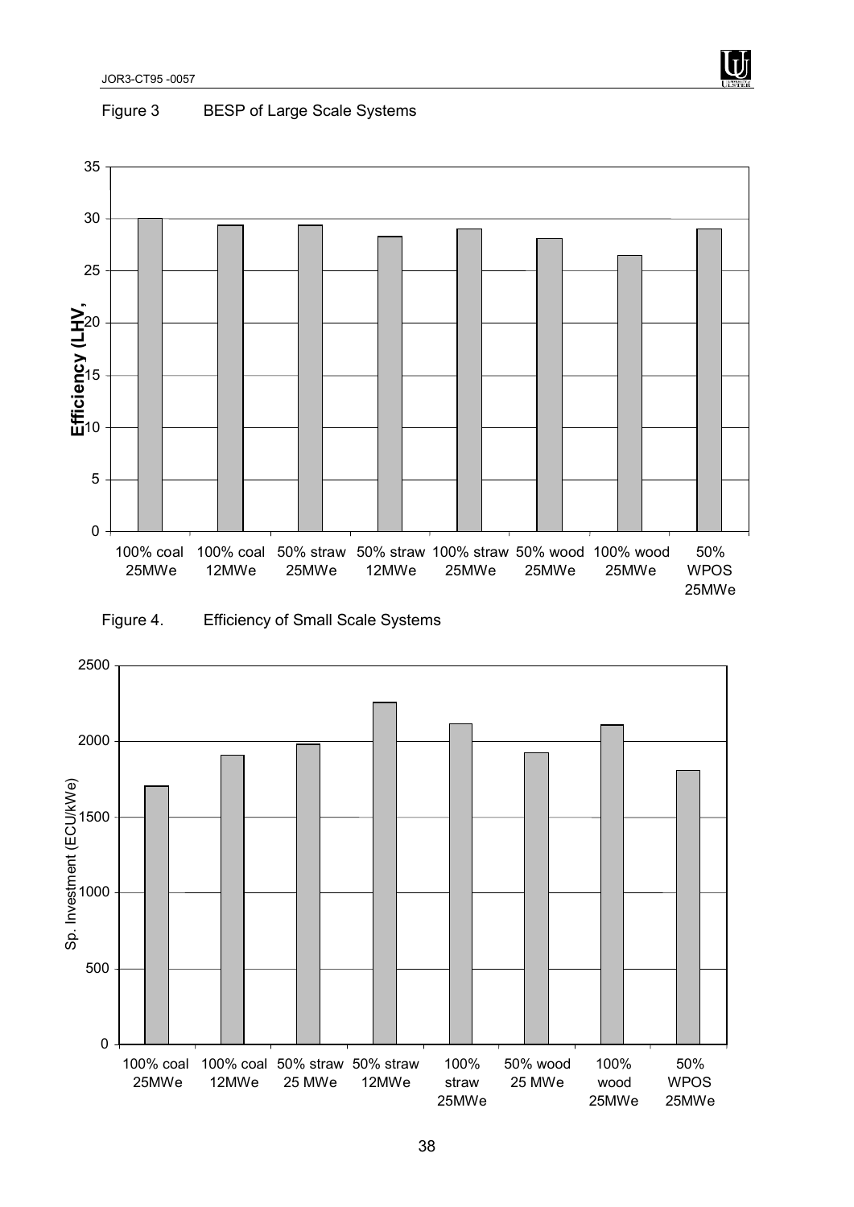Figure 3 BESP of Large Scale Systems

Figure 4. Efficiency of Small Scale Systems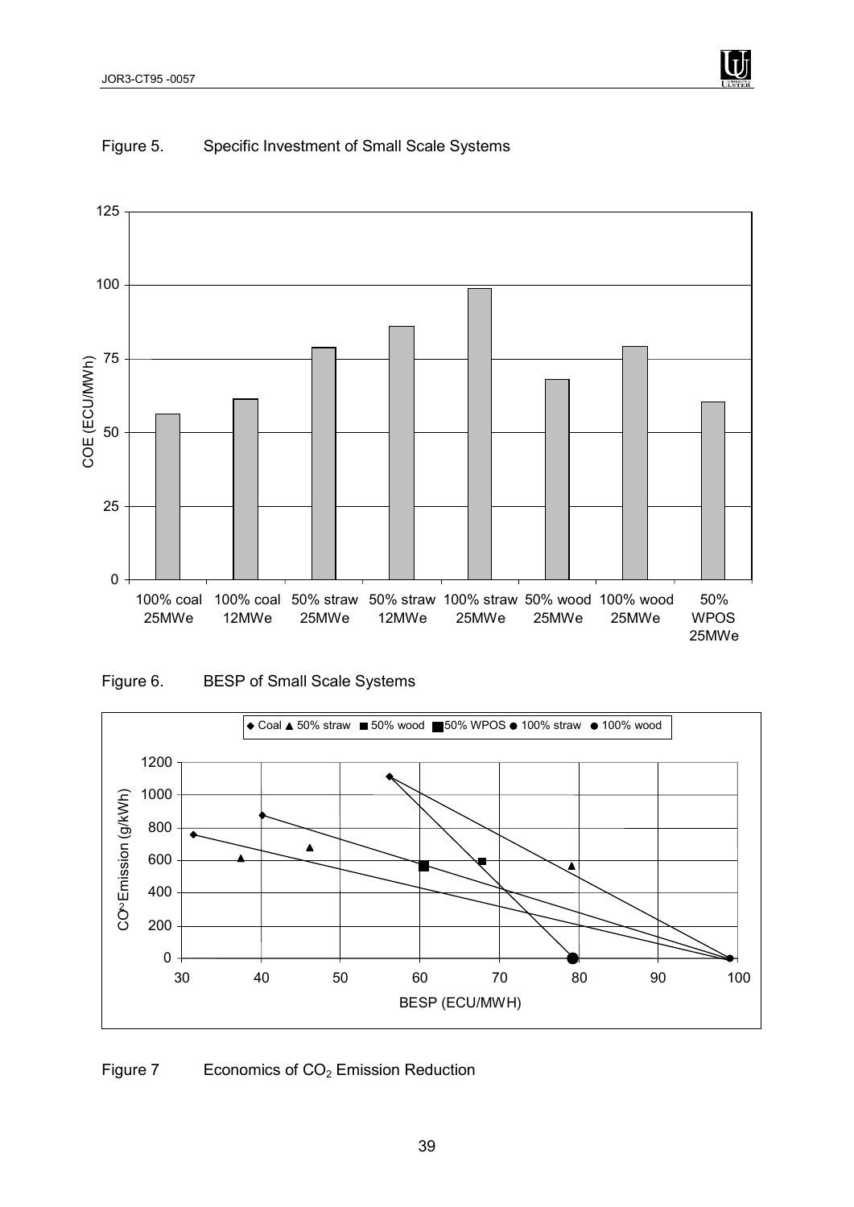125

100

75

50

25

0

COE (ECU/MWh)

100% coal 25MWe

100% coal 12MWe

50% straw 25MWe

50% straw 12MWe

100% straw 25MWe

50% wood 25MWe

100% wood 25MWe

50% WPOS 25MWe

Figure 5. Specific Investment of Small Scale Systems

◆ Coal ▲ 50% straw ■ 50% wood ■ 50% WPOS ● 100% straw ● 100% wood

1200

1000

800

600

400

200

0

CO² Emission (g/kWh)

30 40 50 60 70 80 90 100

BESP (ECU/MWH)

Figure 6. BESP of Small Scale Systems

Figure 7 Economics of $CO_2$ Emission Reduction